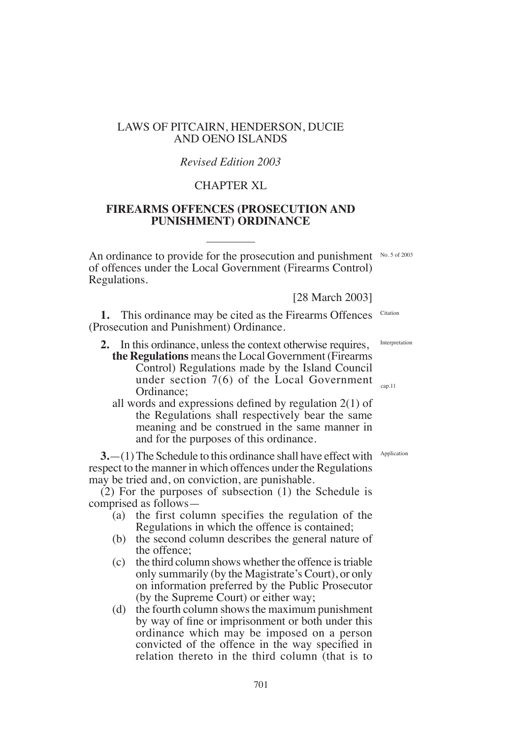LAWS OF PITCAIRN, HENDERSON, DUCIE AND OENO ISLANDS

*Revised Edition 2003*

CHAPTER XL

# FIREARMS OFFENCES (PROSECUTION AND PUNISHMENT) ORDINANCE

---

An ordinance to provide for the prosecution and punishment of offences under the Local Government (Firearms Control) Regulations.

No. 5 of 2003

[28 March 2003]

Citation

**1.** This ordinance may be cited as the Firearms Offences (Prosecution and Punishment) Ordinance.

Interpretation

**2.** In this ordinance, unless the context otherwise requires,

**the Regulations** means the Local Government (Firearms Control) Regulations made by the Island Council under section 7(6) of the Local Government Ordinance;

cap.11

all words and expressions defined by regulation 2(1) of the Regulations shall respectively bear the same meaning and be construed in the same manner in and for the purposes of this ordinance.

Application

**3.**—(1) The Schedule to this ordinance shall have effect with respect to the manner in which offences under the Regulations may be tried and, on conviction, are punishable.

(2) For the purposes of subsection (1) the Schedule is comprised as follows—

(a) the first column specifies the regulation of the Regulations in which the offence is contained;

(b) the second column describes the general nature of the offence;

(c) the third column shows whether the offence is triable only summarily (by the Magistrate's Court), or only on information preferred by the Public Prosecutor (by the Supreme Court) or either way;

(d) the fourth column shows the maximum punishment by way of fine or imprisonment or both under this ordinance which may be imposed on a person convicted of the offence in the way specified in relation thereto in the third column (that is to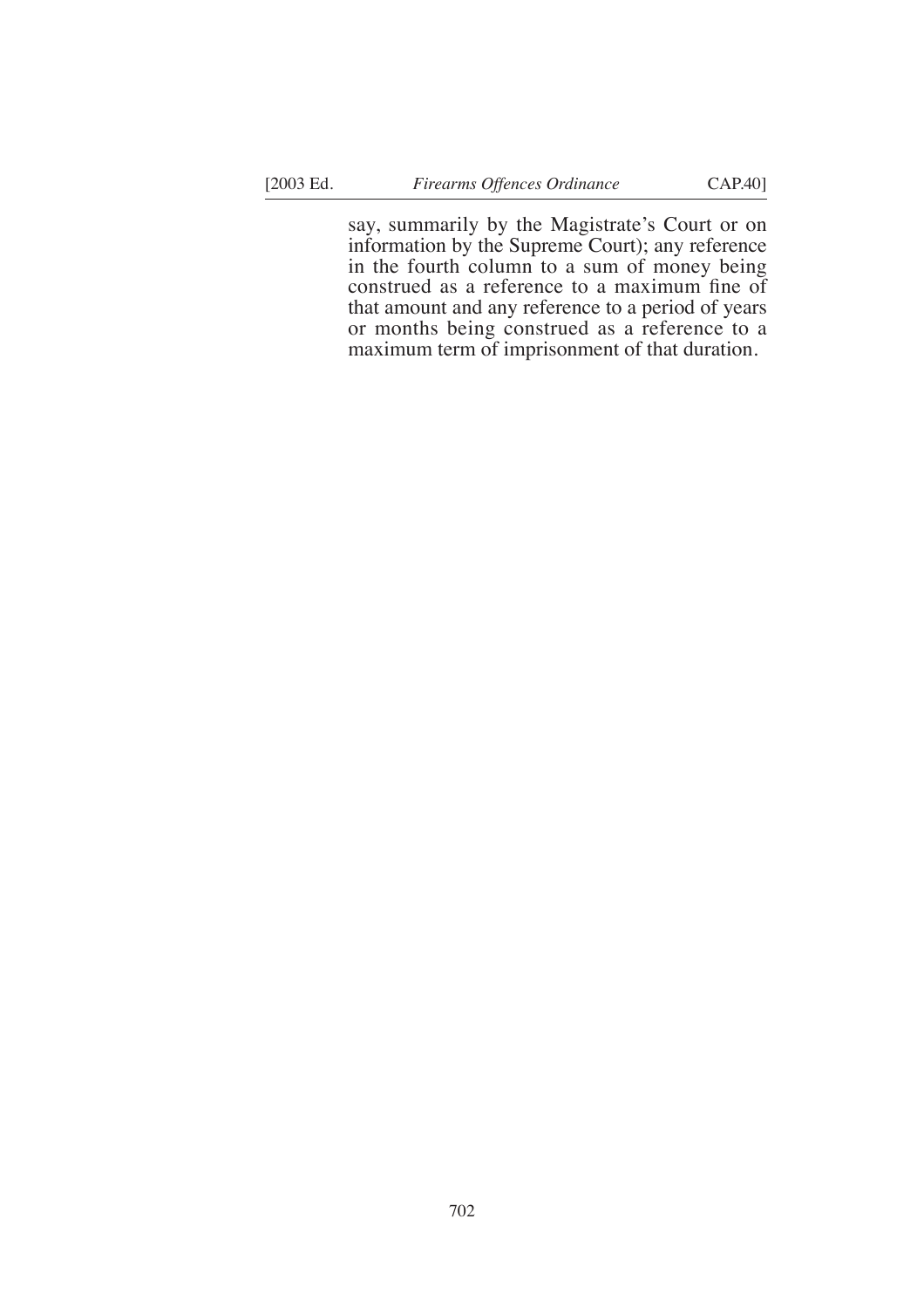say, summarily by the Magistrate's Court or on information by the Supreme Court); any reference in the fourth column to a sum of money being construed as a reference to a maximum fine of that amount and any reference to a period of years or months being construed as a reference to a maximum term of imprisonment of that duration.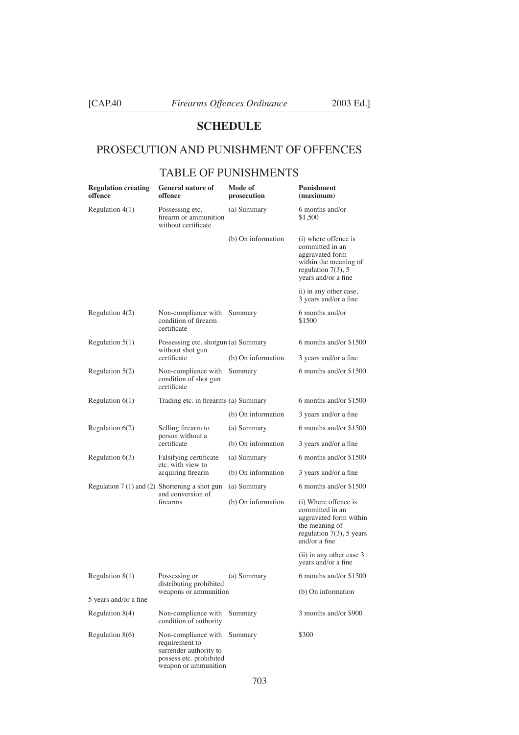## SCHEDULE

## PROSECUTION AND PUNISHMENT OF OFFENCES

## TABLE OF PUNISHMENTS

| Regulation creating offence | General nature of offence | Mode of prosecution | Punishment (maximum) |
|---|---|---|---|
| Regulation 4(1) | Possessing etc. firearm or ammunition without certificate | (a) Summary | 6 months and/or $1,500 |
| | | (b) On information | (i) where offence is committed in an aggravated form within the meaning of regulation 7(3), 5 years and/or a fine |
| | | | ii) in any other case, 3 years and/or a fine |
| Regulation 4(2) | Non-compliance with condition of firearm certificate | Summary | 6 months and/or $1500 |
| Regulation 5(1) | Possessing etc. shotgun without shot gun certificate | (a) Summary | 6 months and/or $1500 |
| | | (b) On information | 3 years and/or a fine |
| Regulation 5(2) | Non-compliance with condition of shot gun certificate | Summary | 6 months and/or $1500 |
| Regulation 6(1) | Trading etc. in firearms | (a) Summary | 6 months and/or $1500 |
| | | (b) On information | 3 years and/or a fine |
| Regulation 6(2) | Selling firearm to person without a certificate | (a) Summary | 6 months and/or $1500 |
| | | (b) On information | 3 years and/or a fine |
| Regulation 6(3) | Falsifying certificate etc. with view to acquiring firearm | (a) Summary | 6 months and/or $1500 |
| | | (b) On information | 3 years and/or a fine |
| Regulation 7 (1) and (2) | Shortening a shot gun and conversion of firearms | (a) Summary | 6 months and/or $1500 |
| | | (b) On information | (i) Where offence is committed in an aggravated form within the meaning of regulation 7(3), 5 years and/or a fine |
| | | | (ii) in any other case 3 years and/or a fine |
| Regulation 8(1) | Possessing or distributing prohibited weapons or ammunition | (a) Summary | 6 months and/or $1500 |
| | | | (b) On information |
| 5 years and/or a fine | | | |
| Regulation 8(4) | Non-compliance with condition of authority | Summary | 3 months and/or $900 |
| Regulation 8(6) | Non-compliance with requirement to surrender authority to possess etc. prohibited weapon or ammunition | Summary | $300 |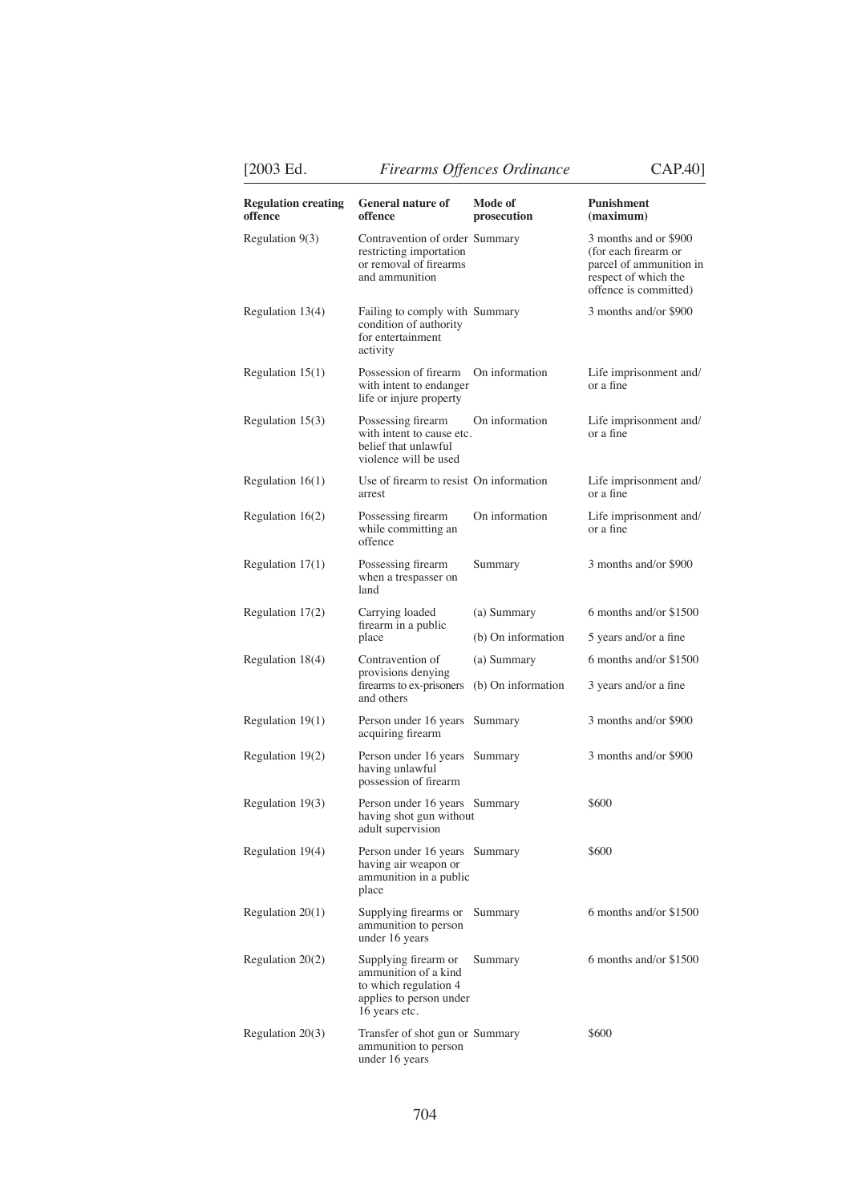| Regulation creating offence | General nature of offence | Mode of prosecution | Punishment (maximum) |
|---|---|---|---|
| Regulation 9(3) | Contravention of order restricting importation or removal of firearms and ammunition | Summary | 3 months and or $900 (for each firearm or parcel of ammunition in respect of which the offence is committed) |
| Regulation 13(4) | Failing to comply with condition of authority for entertainment activity | Summary | 3 months and/or $900 |
| Regulation 15(1) | Possession of firearm with intent to endanger life or injure property | On information | Life imprisonment and/ or a fine |
| Regulation 15(3) | Possessing firearm with intent to cause etc. belief that unlawful violence will be used | On information | Life imprisonment and/ or a fine |
| Regulation 16(1) | Use of firearm to resist arrest | On information | Life imprisonment and/ or a fine |
| Regulation 16(2) | Possessing firearm while committing an offence | On information | Life imprisonment and/ or a fine |
| Regulation 17(1) | Possessing firearm when a trespasser on land | Summary | 3 months and/or $900 |
| Regulation 17(2) | Carrying loaded firearm in a public place | (a) Summary | 6 months and/or $1500 |
| | | (b) On information | 5 years and/or a fine |
| Regulation 18(4) | Contravention of provisions denying firearms to ex-prisoners and others | (a) Summary | 6 months and/or $1500 |
| | | (b) On information | 3 years and/or a fine |
| Regulation 19(1) | Person under 16 years acquiring firearm | Summary | 3 months and/or $900 |
| Regulation 19(2) | Person under 16 years having unlawful possession of firearm | Summary | 3 months and/or $900 |
| Regulation 19(3) | Person under 16 years having shot gun without adult supervision | Summary | $600 |
| Regulation 19(4) | Person under 16 years having air weapon or ammunition in a public place | Summary | $600 |
| Regulation 20(1) | Supplying firearms or ammunition to person under 16 years | Summary | 6 months and/or $1500 |
| Regulation 20(2) | Supplying firearm or ammunition of a kind to which regulation 4 applies to person under 16 years etc. | Summary | 6 months and/or $1500 |
| Regulation 20(3) | Transfer of shot gun or ammunition to person under 16 years | Summary | $600 |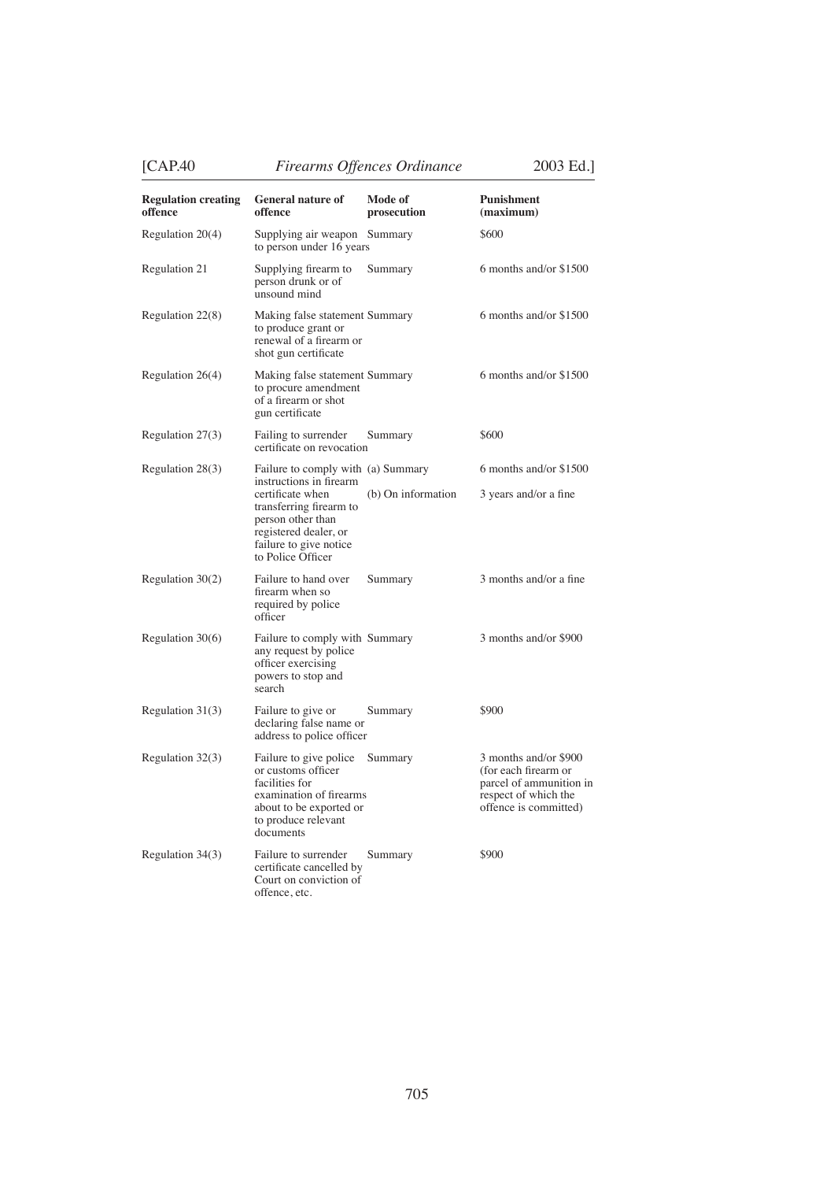| Regulation creating offence | General nature of offence | Mode of prosecution | Punishment (maximum) |
|---|---|---|---|
| Regulation 20(4) | Supplying air weapon to person under 16 years | Summary | $600 |
| Regulation 21 | Supplying firearm to person drunk or of unsound mind | Summary | 6 months and/or $1500 |
| Regulation 22(8) | Making false statement to produce grant or renewal of a firearm or shot gun certificate | Summary | 6 months and/or $1500 |
| Regulation 26(4) | Making false statement to procure amendment of a firearm or shot gun certificate | Summary | 6 months and/or $1500 |
| Regulation 27(3) | Failing to surrender certificate on revocation | Summary | $600 |
| Regulation 28(3) | Failure to comply with instructions in firearm certificate when transferring firearm to person other than registered dealer, or failure to give notice to Police Officer | (a) Summary | 6 months and/or $1500 |
| | | (b) On information | 3 years and/or a fine |
| Regulation 30(2) | Failure to hand over firearm when so required by police officer | Summary | 3 months and/or a fine |
| Regulation 30(6) | Failure to comply with any request by police officer exercising powers to stop and search | Summary | 3 months and/or $900 |
| Regulation 31(3) | Failure to give or declaring false name or address to police officer | Summary | $900 |
| Regulation 32(3) | Failure to give police or customs officer facilities for examination of firearms about to be exported or to produce relevant documents | Summary | 3 months and/or $900 (for each firearm or parcel of ammunition in respect of which the offence is committed) |
| Regulation 34(3) | Failure to surrender certificate cancelled by Court on conviction of offence, etc. | Summary | $900 |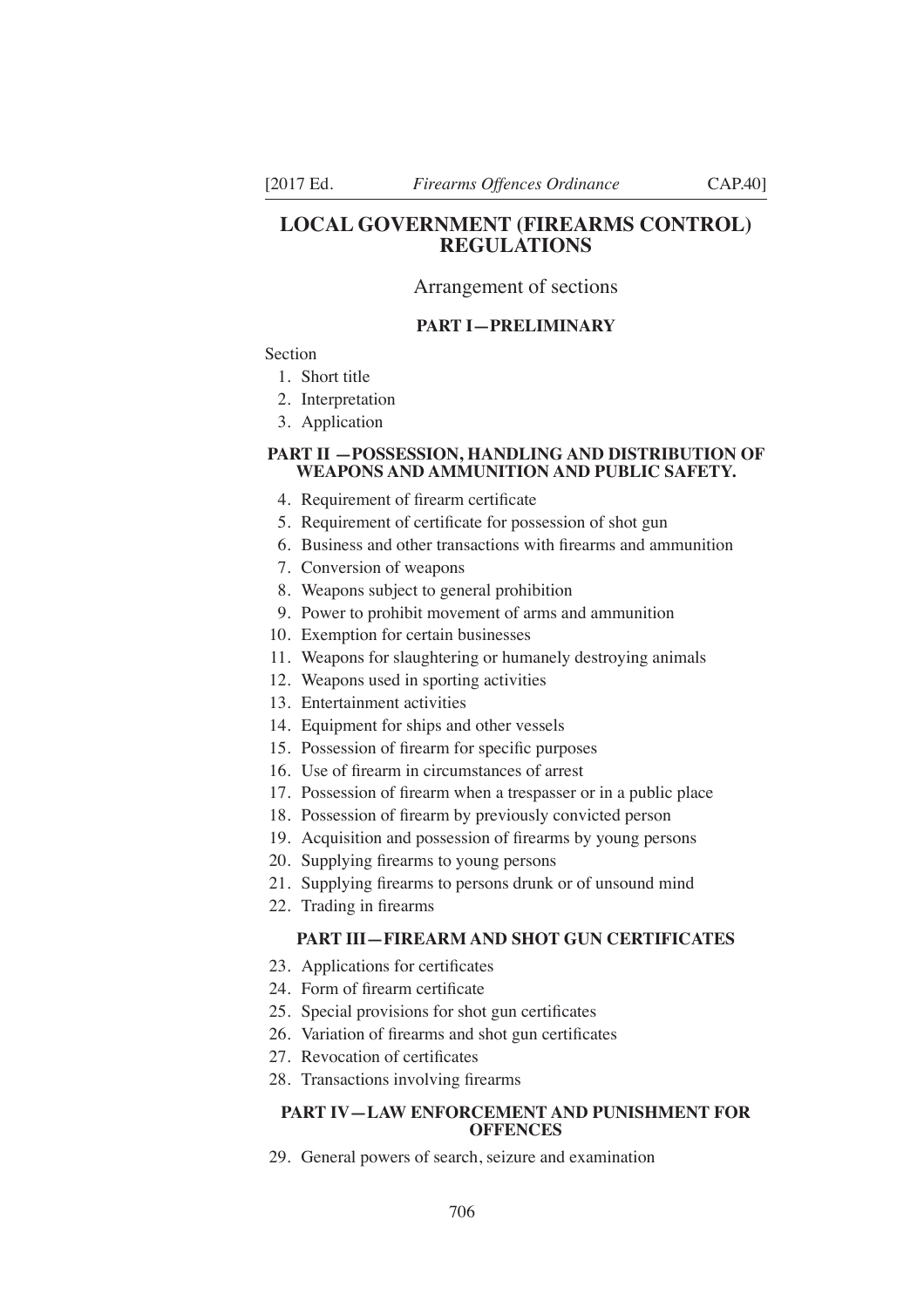# LOCAL GOVERNMENT (FIREARMS CONTROL) REGULATIONS

## Arrangement of sections

### PART I—PRELIMINARY

Section

1. Short title
2. Interpretation
3. Application

### PART II —POSSESSION, HANDLING AND DISTRIBUTION OF WEAPONS AND AMMUNITION AND PUBLIC SAFETY.

4. Requirement of firearm certificate
5. Requirement of certificate for possession of shot gun
6. Business and other transactions with firearms and ammunition
7. Conversion of weapons
8. Weapons subject to general prohibition
9. Power to prohibit movement of arms and ammunition
10. Exemption for certain businesses
11. Weapons for slaughtering or humanely destroying animals
12. Weapons used in sporting activities
13. Entertainment activities
14. Equipment for ships and other vessels
15. Possession of firearm for specific purposes
16. Use of firearm in circumstances of arrest
17. Possession of firearm when a trespasser or in a public place
18. Possession of firearm by previously convicted person
19. Acquisition and possession of firearms by young persons
20. Supplying firearms to young persons
21. Supplying firearms to persons drunk or of unsound mind
22. Trading in firearms

### PART III—FIREARM AND SHOT GUN CERTIFICATES

23. Applications for certificates
24. Form of firearm certificate
25. Special provisions for shot gun certificates
26. Variation of firearms and shot gun certificates
27. Revocation of certificates
28. Transactions involving firearms

### PART IV—LAW ENFORCEMENT AND PUNISHMENT FOR OFFENCES

29. General powers of search, seizure and examination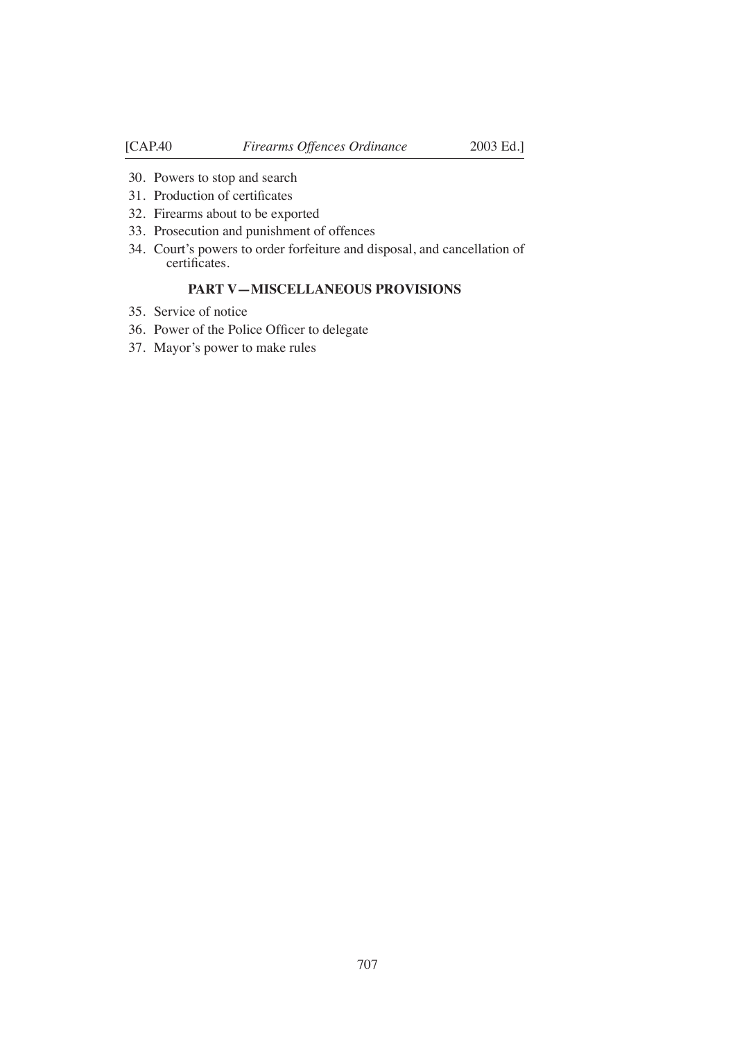30. Powers to stop and search
31. Production of certificates
32. Firearms about to be exported
33. Prosecution and punishment of offences
34. Court's powers to order forfeiture and disposal, and cancellation of certificates.

## PART V—MISCELLANEOUS PROVISIONS

35. Service of notice
36. Power of the Police Officer to delegate
37. Mayor's power to make rules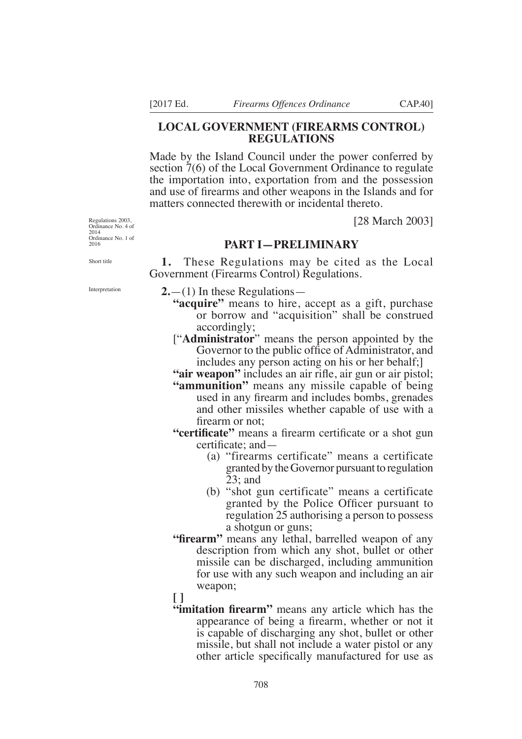# LOCAL GOVERNMENT (FIREARMS CONTROL) REGULATIONS

Made by the Island Council under the power conferred by section 7(6) of the Local Government Ordinance to regulate the importation into, exportation from and the possession and use of firearms and other weapons in the Islands and for matters connected therewith or incidental thereto.

Regulations 2003, Ordinance No. 4 of 2014 Ordinance No. 1 of 2016

[28 March 2003]

## PART I—PRELIMINARY

Short title

**1.** These Regulations may be cited as the Local Government (Firearms Control) Regulations.

Interpretation

**2.**—(1) In these Regulations—

**"acquire"** means to hire, accept as a gift, purchase or borrow and "acquisition" shall be construed accordingly;

["**Administrator**" means the person appointed by the Governor to the public office of Administrator, and includes any person acting on his or her behalf;]

**"air weapon"** includes an air rifle, air gun or air pistol;

**"ammunition"** means any missile capable of being used in any firearm and includes bombs, grenades and other missiles whether capable of use with a firearm or not;

**"certificate"** means a firearm certificate or a shot gun certificate; and—

(a) "firearms certificate" means a certificate granted by the Governor pursuant to regulation 23; and

(b) "shot gun certificate" means a certificate granted by the Police Officer pursuant to regulation 25 authorising a person to possess a shotgun or guns;

**"firearm"** means any lethal, barrelled weapon of any description from which any shot, bullet or other missile can be discharged, including ammunition for use with any such weapon and including an air weapon;

**[ ]**

**"imitation firearm"** means any article which has the appearance of being a firearm, whether or not it is capable of discharging any shot, bullet or other missile, but shall not include a water pistol or any other article specifically manufactured for use as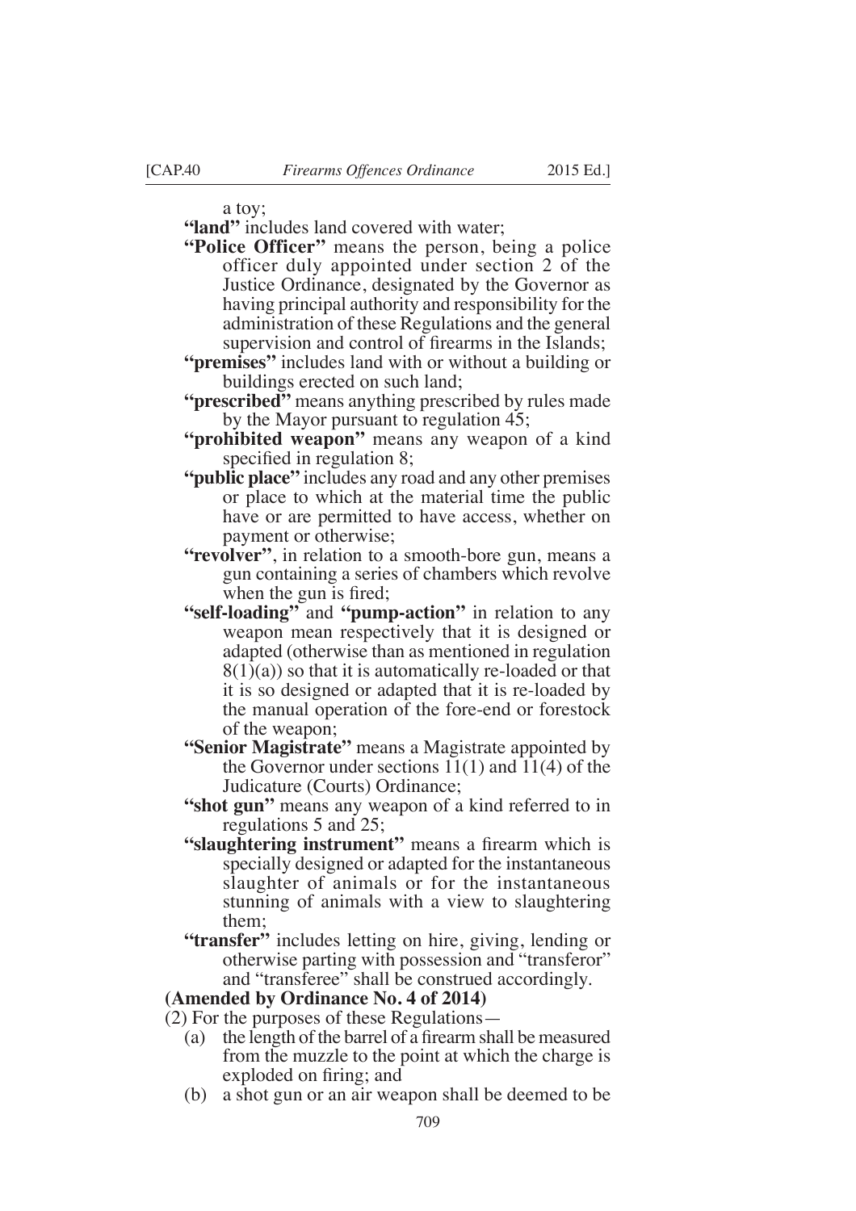a toy;

**"land"** includes land covered with water;

**"Police Officer"** means the person, being a police officer duly appointed under section 2 of the Justice Ordinance, designated by the Governor as having principal authority and responsibility for the administration of these Regulations and the general supervision and control of firearms in the Islands;

**"premises"** includes land with or without a building or buildings erected on such land;

**"prescribed"** means anything prescribed by rules made by the Mayor pursuant to regulation 45;

**"prohibited weapon"** means any weapon of a kind specified in regulation 8;

**"public place"** includes any road and any other premises or place to which at the material time the public have or are permitted to have access, whether on payment or otherwise;

**"revolver"**, in relation to a smooth-bore gun, means a gun containing a series of chambers which revolve when the gun is fired;

**"self-loading"** and **"pump-action"** in relation to any weapon mean respectively that it is designed or adapted (otherwise than as mentioned in regulation 8(1)(a)) so that it is automatically re-loaded or that it is so designed or adapted that it is re-loaded by the manual operation of the fore-end or forestock of the weapon;

**"Senior Magistrate"** means a Magistrate appointed by the Governor under sections 11(1) and 11(4) of the Judicature (Courts) Ordinance;

**"shot gun"** means any weapon of a kind referred to in regulations 5 and 25;

**"slaughtering instrument"** means a firearm which is specially designed or adapted for the instantaneous slaughter of animals or for the instantaneous stunning of animals with a view to slaughtering them;

**"transfer"** includes letting on hire, giving, lending or otherwise parting with possession and "transferor" and "transferee" shall be construed accordingly.

**(Amended by Ordinance No. 4 of 2014)**

(2) For the purposes of these Regulations—

(a) the length of the barrel of a firearm shall be measured from the muzzle to the point at which the charge is exploded on firing; and

(b) a shot gun or an air weapon shall be deemed to be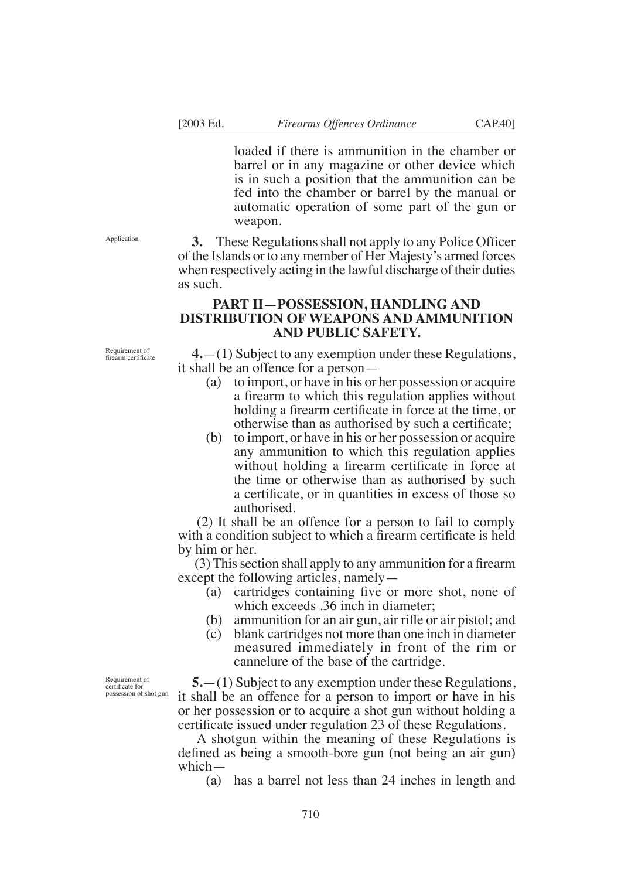loaded if there is ammunition in the chamber or barrel or in any magazine or other device which is in such a position that the ammunition can be fed into the chamber or barrel by the manual or automatic operation of some part of the gun or weapon.

Application

**3.** These Regulations shall not apply to any Police Officer of the Islands or to any member of Her Majesty's armed forces when respectively acting in the lawful discharge of their duties as such.

## PART II—POSSESSION, HANDLING AND DISTRIBUTION OF WEAPONS AND AMMUNITION AND PUBLIC SAFETY.

Requirement of firearm certificate

**4.**—(1) Subject to any exemption under these Regulations, it shall be an offence for a person—

(a) to import, or have in his or her possession or acquire a firearm to which this regulation applies without holding a firearm certificate in force at the time, or otherwise than as authorised by such a certificate;

(b) to import, or have in his or her possession or acquire any ammunition to which this regulation applies without holding a firearm certificate in force at the time or otherwise than as authorised by such a certificate, or in quantities in excess of those so authorised.

(2) It shall be an offence for a person to fail to comply with a condition subject to which a firearm certificate is held by him or her.

(3) This section shall apply to any ammunition for a firearm except the following articles, namely—

(a) cartridges containing five or more shot, none of which exceeds .36 inch in diameter;

(b) ammunition for an air gun, air rifle or air pistol; and

(c) blank cartridges not more than one inch in diameter measured immediately in front of the rim or cannelure of the base of the cartridge.

Requirement of certificate for possession of shot gun

**5.**—(1) Subject to any exemption under these Regulations, it shall be an offence for a person to import or have in his or her possession or to acquire a shot gun without holding a certificate issued under regulation 23 of these Regulations.

A shotgun within the meaning of these Regulations is defined as being a smooth-bore gun (not being an air gun) which—

(a) has a barrel not less than 24 inches in length and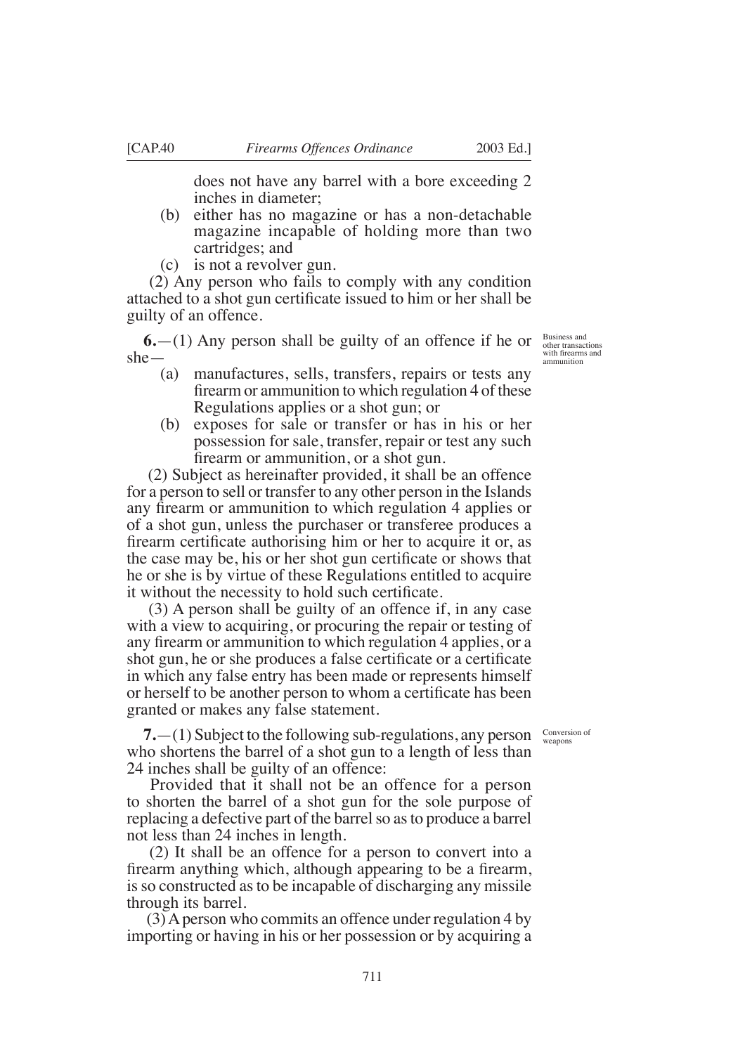does not have any barrel with a bore exceeding 2 inches in diameter;

(b) either has no magazine or has a non-detachable magazine incapable of holding more than two cartridges; and

(c) is not a revolver gun.

(2) Any person who fails to comply with any condition attached to a shot gun certificate issued to him or her shall be guilty of an offence.

*Business and other transactions with firearms and ammunition*

**6.**—(1) Any person shall be guilty of an offence if he or she—

(a) manufactures, sells, transfers, repairs or tests any firearm or ammunition to which regulation 4 of these Regulations applies or a shot gun; or

(b) exposes for sale or transfer or has in his or her possession for sale, transfer, repair or test any such firearm or ammunition, or a shot gun.

(2) Subject as hereinafter provided, it shall be an offence for a person to sell or transfer to any other person in the Islands any firearm or ammunition to which regulation 4 applies or of a shot gun, unless the purchaser or transferee produces a firearm certificate authorising him or her to acquire it or, as the case may be, his or her shot gun certificate or shows that he or she is by virtue of these Regulations entitled to acquire it without the necessity to hold such certificate.

(3) A person shall be guilty of an offence if, in any case with a view to acquiring, or procuring the repair or testing of any firearm or ammunition to which regulation 4 applies, or a shot gun, he or she produces a false certificate or a certificate in which any false entry has been made or represents himself or herself to be another person to whom a certificate has been granted or makes any false statement.

*Conversion of weapons*

**7.**—(1) Subject to the following sub-regulations, any person who shortens the barrel of a shot gun to a length of less than 24 inches shall be guilty of an offence:

Provided that it shall not be an offence for a person to shorten the barrel of a shot gun for the sole purpose of replacing a defective part of the barrel so as to produce a barrel not less than 24 inches in length.

(2) It shall be an offence for a person to convert into a firearm anything which, although appearing to be a firearm, is so constructed as to be incapable of discharging any missile through its barrel.

(3) A person who commits an offence under regulation 4 by importing or having in his or her possession or by acquiring a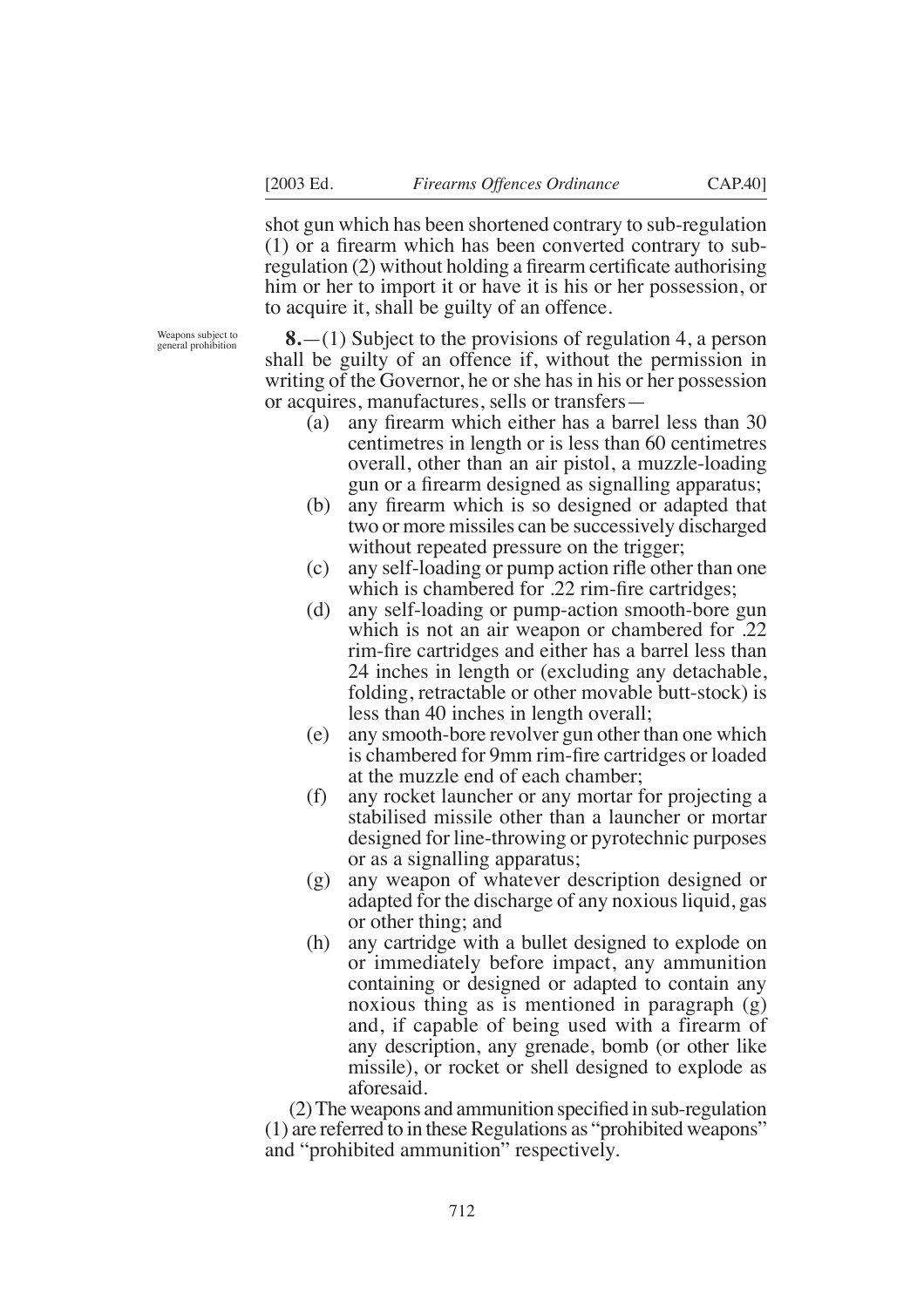shot gun which has been shortened contrary to sub-regulation (1) or a firearm which has been converted contrary to sub-regulation (2) without holding a firearm certificate authorising him or her to import it or have it is his or her possession, or to acquire it, shall be guilty of an offence.

Weapons subject to general prohibition

**8.**—(1) Subject to the provisions of regulation 4, a person shall be guilty of an offence if, without the permission in writing of the Governor, he or she has in his or her possession or acquires, manufactures, sells or transfers—

- (a) any firearm which either has a barrel less than 30 centimetres in length or is less than 60 centimetres overall, other than an air pistol, a muzzle-loading gun or a firearm designed as signalling apparatus;
- (b) any firearm which is so designed or adapted that two or more missiles can be successively discharged without repeated pressure on the trigger;
- (c) any self-loading or pump action rifle other than one which is chambered for .22 rim-fire cartridges;
- (d) any self-loading or pump-action smooth-bore gun which is not an air weapon or chambered for .22 rim-fire cartridges and either has a barrel less than 24 inches in length or (excluding any detachable, folding, retractable or other movable butt-stock) is less than 40 inches in length overall;
- (e) any smooth-bore revolver gun other than one which is chambered for 9mm rim-fire cartridges or loaded at the muzzle end of each chamber;
- (f) any rocket launcher or any mortar for projecting a stabilised missile other than a launcher or mortar designed for line-throwing or pyrotechnic purposes or as a signalling apparatus;
- (g) any weapon of whatever description designed or adapted for the discharge of any noxious liquid, gas or other thing; and
- (h) any cartridge with a bullet designed to explode on or immediately before impact, any ammunition containing or designed or adapted to contain any noxious thing as is mentioned in paragraph (g) and, if capable of being used with a firearm of any description, any grenade, bomb (or other like missile), or rocket or shell designed to explode as aforesaid.

(2) The weapons and ammunition specified in sub-regulation (1) are referred to in these Regulations as "prohibited weapons" and "prohibited ammunition" respectively.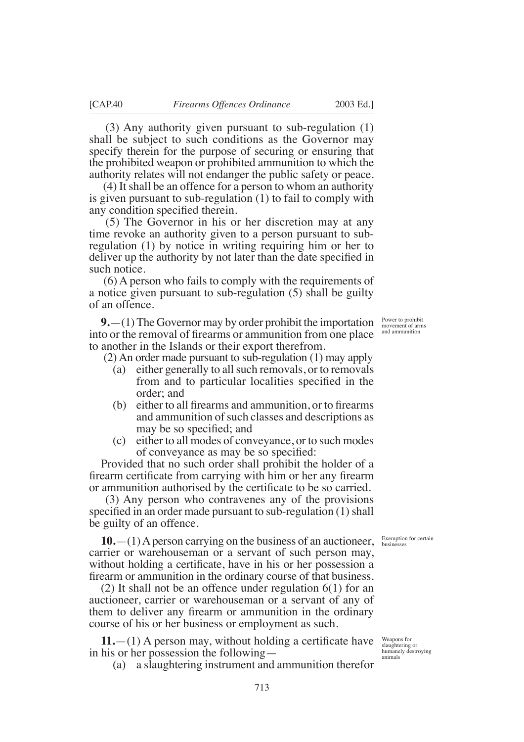(3) Any authority given pursuant to sub-regulation (1) shall be subject to such conditions as the Governor may specify therein for the purpose of securing or ensuring that the prohibited weapon or prohibited ammunition to which the authority relates will not endanger the public safety or peace.

(4) It shall be an offence for a person to whom an authority is given pursuant to sub-regulation (1) to fail to comply with any condition specified therein.

(5) The Governor in his or her discretion may at any time revoke an authority given to a person pursuant to sub-regulation (1) by notice in writing requiring him or her to deliver up the authority by not later than the date specified in such notice.

(6) A person who fails to comply with the requirements of a notice given pursuant to sub-regulation (5) shall be guilty of an offence.

*Power to prohibit movement of arms and ammunition*

**9.**—(1) The Governor may by order prohibit the importation into or the removal of firearms or ammunition from one place to another in the Islands or their export therefrom.

(2) An order made pursuant to sub-regulation (1) may apply

(a) either generally to all such removals, or to removals from and to particular localities specified in the order; and

(b) either to all firearms and ammunition, or to firearms and ammunition of such classes and descriptions as may be so specified; and

(c) either to all modes of conveyance, or to such modes of conveyance as may be so specified:

Provided that no such order shall prohibit the holder of a firearm certificate from carrying with him or her any firearm or ammunition authorised by the certificate to be so carried.

(3) Any person who contravenes any of the provisions specified in an order made pursuant to sub-regulation (1) shall be guilty of an offence.

*Exemption for certain businesses*

**10.**—(1) A person carrying on the business of an auctioneer, carrier or warehouseman or a servant of such person may, without holding a certificate, have in his or her possession a firearm or ammunition in the ordinary course of that business.

(2) It shall not be an offence under regulation 6(1) for an auctioneer, carrier or warehouseman or a servant of any of them to deliver any firearm or ammunition in the ordinary course of his or her business or employment as such.

*Weapons for slaughtering or humanely destroying animals*

**11.**—(1) A person may, without holding a certificate have in his or her possession the following—

(a) a slaughtering instrument and ammunition therefor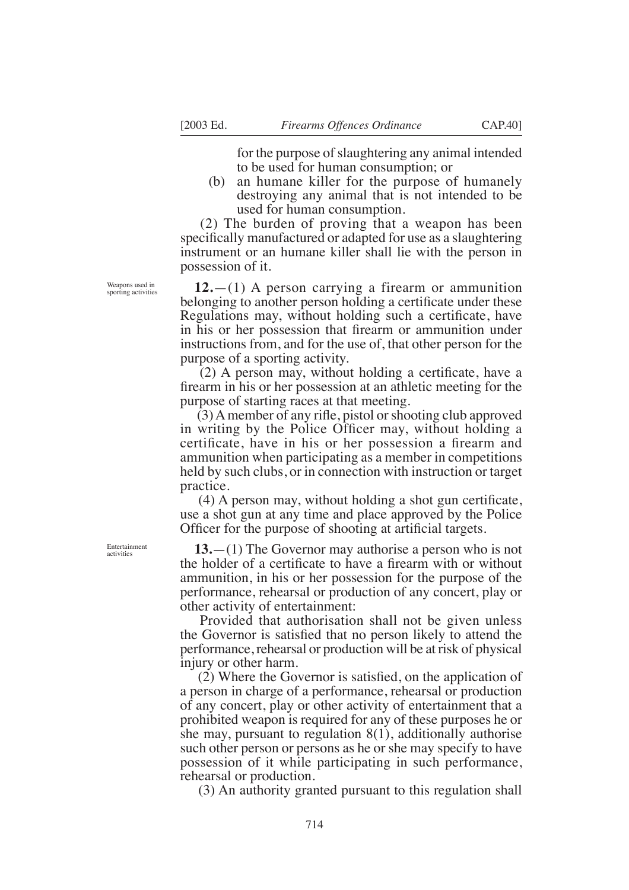for the purpose of slaughtering any animal intended to be used for human consumption; or

(b) an humane killer for the purpose of humanely destroying any animal that is not intended to be used for human consumption.

(2) The burden of proving that a weapon has been specifically manufactured or adapted for use as a slaughtering instrument or an humane killer shall lie with the person in possession of it.

Weapons used in sporting activities

**12.**—(1) A person carrying a firearm or ammunition belonging to another person holding a certificate under these Regulations may, without holding such a certificate, have in his or her possession that firearm or ammunition under instructions from, and for the use of, that other person for the purpose of a sporting activity.

(2) A person may, without holding a certificate, have a firearm in his or her possession at an athletic meeting for the purpose of starting races at that meeting.

(3) A member of any rifle, pistol or shooting club approved in writing by the Police Officer may, without holding a certificate, have in his or her possession a firearm and ammunition when participating as a member in competitions held by such clubs, or in connection with instruction or target practice.

(4) A person may, without holding a shot gun certificate, use a shot gun at any time and place approved by the Police Officer for the purpose of shooting at artificial targets.

Entertainment activities

**13.**—(1) The Governor may authorise a person who is not the holder of a certificate to have a firearm with or without ammunition, in his or her possession for the purpose of the performance, rehearsal or production of any concert, play or other activity of entertainment:

Provided that authorisation shall not be given unless the Governor is satisfied that no person likely to attend the performance, rehearsal or production will be at risk of physical injury or other harm.

(2) Where the Governor is satisfied, on the application of a person in charge of a performance, rehearsal or production of any concert, play or other activity of entertainment that a prohibited weapon is required for any of these purposes he or she may, pursuant to regulation 8(1), additionally authorise such other person or persons as he or she may specify to have possession of it while participating in such performance, rehearsal or production.

(3) An authority granted pursuant to this regulation shall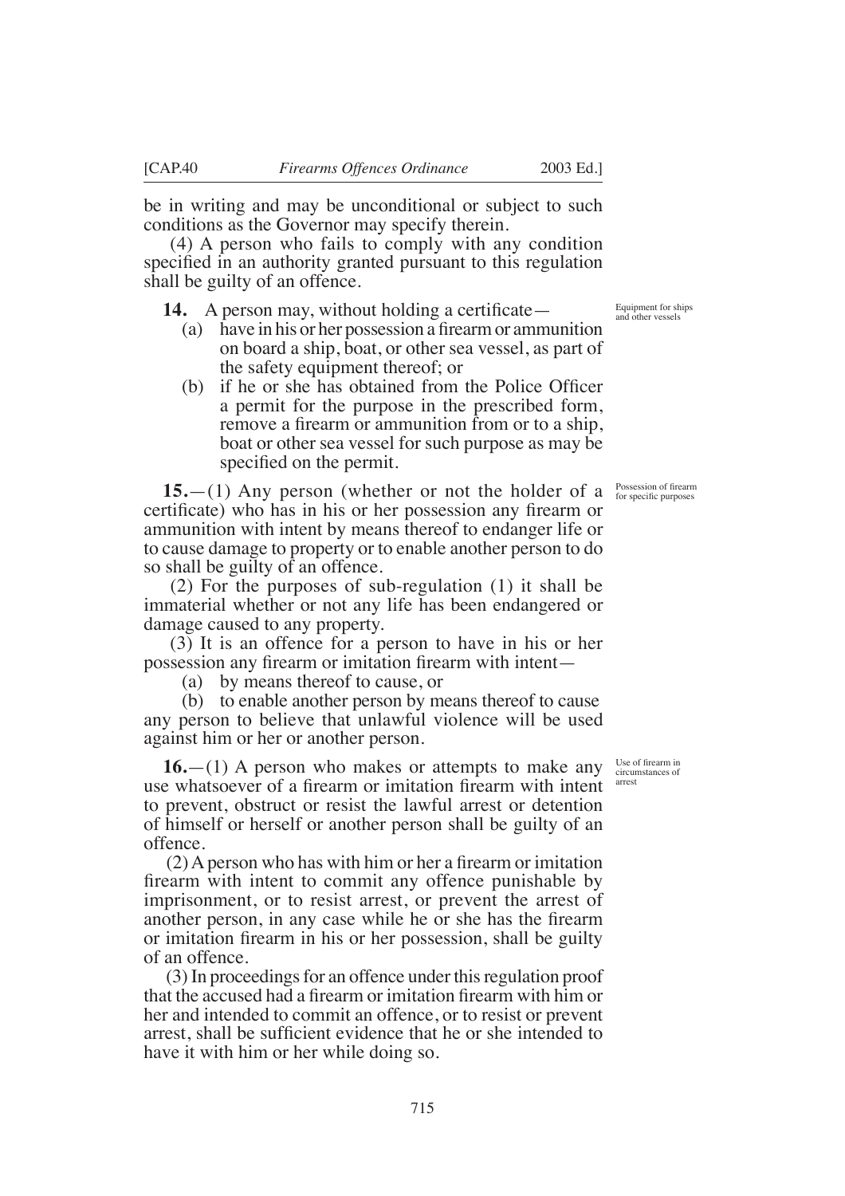be in writing and may be unconditional or subject to such conditions as the Governor may specify therein.

(4) A person who fails to comply with any condition specified in an authority granted pursuant to this regulation shall be guilty of an offence.

Equipment for ships and other vessels

**14.** A person may, without holding a certificate—

(a) have in his or her possession a firearm or ammunition on board a ship, boat, or other sea vessel, as part of the safety equipment thereof; or

(b) if he or she has obtained from the Police Officer a permit for the purpose in the prescribed form, remove a firearm or ammunition from or to a ship, boat or other sea vessel for such purpose as may be specified on the permit.

Possession of firearm for specific purposes

**15.**—(1) Any person (whether or not the holder of a certificate) who has in his or her possession any firearm or ammunition with intent by means thereof to endanger life or to cause damage to property or to enable another person to do so shall be guilty of an offence.

(2) For the purposes of sub-regulation (1) it shall be immaterial whether or not any life has been endangered or damage caused to any property.

(3) It is an offence for a person to have in his or her possession any firearm or imitation firearm with intent—

(a) by means thereof to cause, or

(b) to enable another person by means thereof to cause

any person to believe that unlawful violence will be used against him or her or another person.

Use of firearm in circumstances of arrest

**16.**—(1) A person who makes or attempts to make any use whatsoever of a firearm or imitation firearm with intent to prevent, obstruct or resist the lawful arrest or detention of himself or herself or another person shall be guilty of an offence.

(2) A person who has with him or her a firearm or imitation firearm with intent to commit any offence punishable by imprisonment, or to resist arrest, or prevent the arrest of another person, in any case while he or she has the firearm or imitation firearm in his or her possession, shall be guilty of an offence.

(3) In proceedings for an offence under this regulation proof that the accused had a firearm or imitation firearm with him or her and intended to commit an offence, or to resist or prevent arrest, shall be sufficient evidence that he or she intended to have it with him or her while doing so.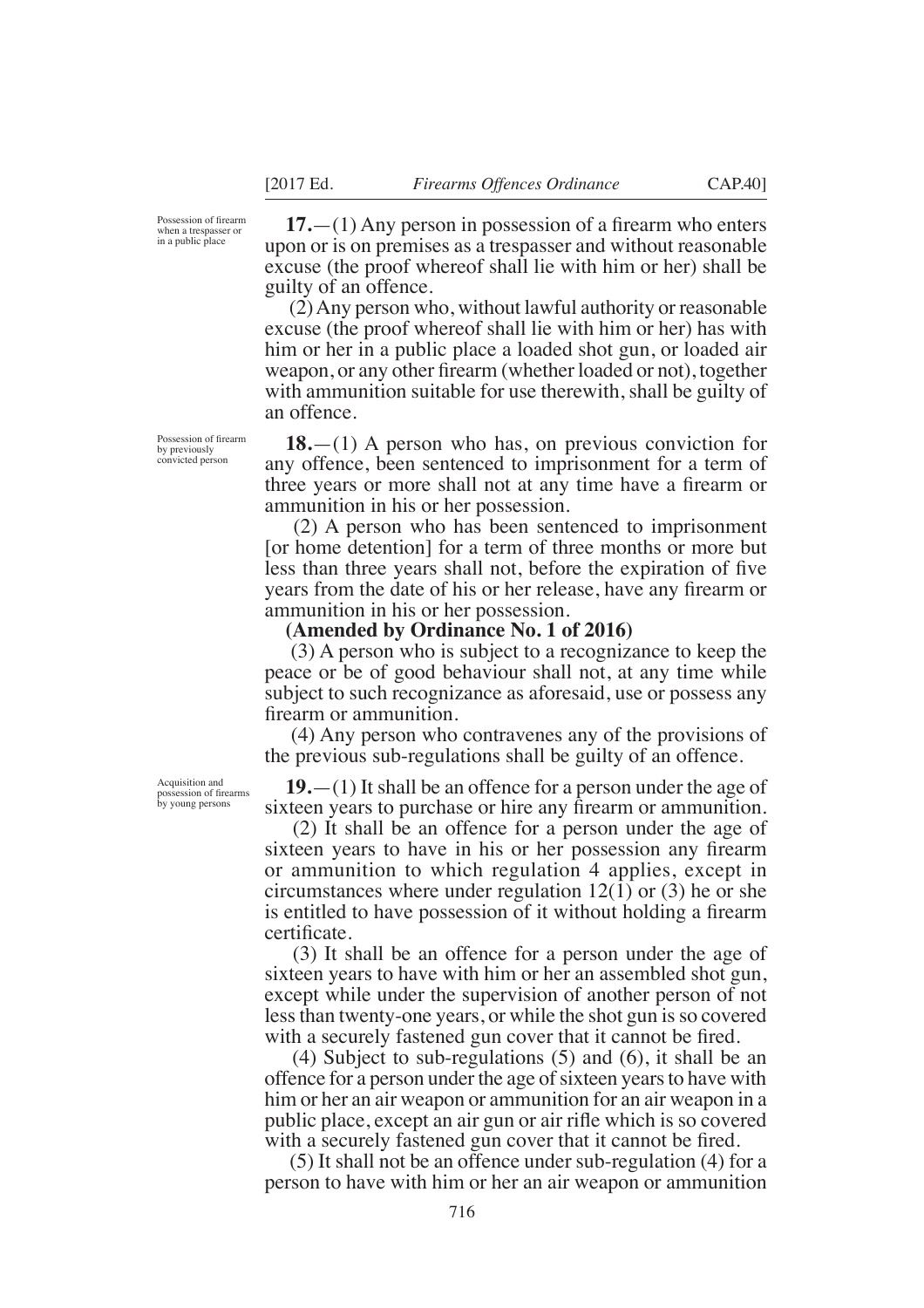Possession of firearm when a trespasser or in a public place

**17.**—(1) Any person in possession of a firearm who enters upon or is on premises as a trespasser and without reasonable excuse (the proof whereof shall lie with him or her) shall be guilty of an offence.

(2) Any person who, without lawful authority or reasonable excuse (the proof whereof shall lie with him or her) has with him or her in a public place a loaded shot gun, or loaded air weapon, or any other firearm (whether loaded or not), together with ammunition suitable for use therewith, shall be guilty of an offence.

Possession of firearm by previously convicted person

**18.**—(1) A person who has, on previous conviction for any offence, been sentenced to imprisonment for a term of three years or more shall not at any time have a firearm or ammunition in his or her possession.

(2) A person who has been sentenced to imprisonment [or home detention] for a term of three months or more but less than three years shall not, before the expiration of five years from the date of his or her release, have any firearm or ammunition in his or her possession.

**(Amended by Ordinance No. 1 of 2016)**

(3) A person who is subject to a recognizance to keep the peace or be of good behaviour shall not, at any time while subject to such recognizance as aforesaid, use or possess any firearm or ammunition.

(4) Any person who contravenes any of the provisions of the previous sub-regulations shall be guilty of an offence.

Acquisition and possession of firearms by young persons

**19.**—(1) It shall be an offence for a person under the age of sixteen years to purchase or hire any firearm or ammunition.

(2) It shall be an offence for a person under the age of sixteen years to have in his or her possession any firearm or ammunition to which regulation 4 applies, except in circumstances where under regulation 12(1) or (3) he or she is entitled to have possession of it without holding a firearm certificate.

(3) It shall be an offence for a person under the age of sixteen years to have with him or her an assembled shot gun, except while under the supervision of another person of not less than twenty-one years, or while the shot gun is so covered with a securely fastened gun cover that it cannot be fired.

(4) Subject to sub-regulations (5) and (6), it shall be an offence for a person under the age of sixteen years to have with him or her an air weapon or ammunition for an air weapon in a public place, except an air gun or air rifle which is so covered with a securely fastened gun cover that it cannot be fired.

(5) It shall not be an offence under sub-regulation (4) for a person to have with him or her an air weapon or ammunition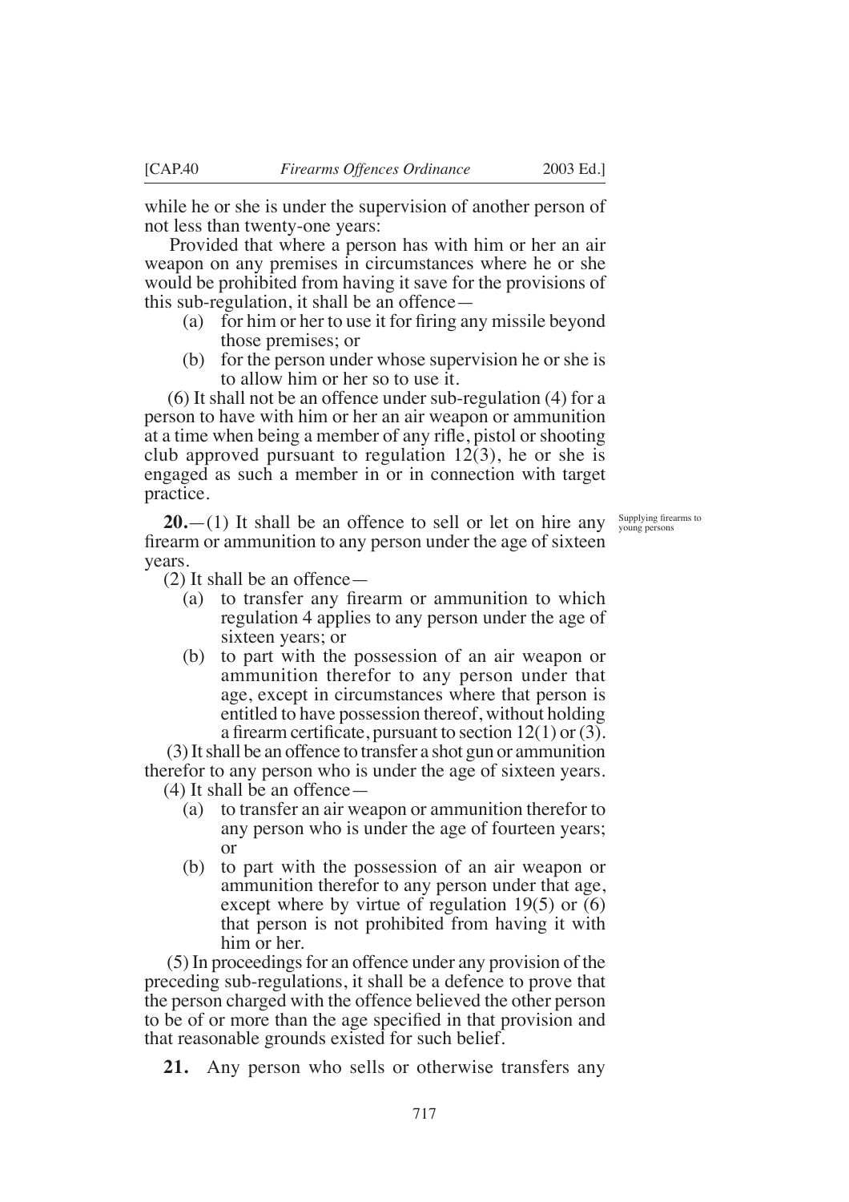while he or she is under the supervision of another person of not less than twenty-one years:

Provided that where a person has with him or her an air weapon on any premises in circumstances where he or she would be prohibited from having it save for the provisions of this sub-regulation, it shall be an offence—

(a) for him or her to use it for firing any missile beyond those premises; or

(b) for the person under whose supervision he or she is to allow him or her so to use it.

(6) It shall not be an offence under sub-regulation (4) for a person to have with him or her an air weapon or ammunition at a time when being a member of any rifle, pistol or shooting club approved pursuant to regulation 12(3), he or she is engaged as such a member in or in connection with target practice.

Supplying firearms to young persons

**20.**—(1) It shall be an offence to sell or let on hire any firearm or ammunition to any person under the age of sixteen years.

(2) It shall be an offence—

(a) to transfer any firearm or ammunition to which regulation 4 applies to any person under the age of sixteen years; or

(b) to part with the possession of an air weapon or ammunition therefor to any person under that age, except in circumstances where that person is entitled to have possession thereof, without holding a firearm certificate, pursuant to section 12(1) or (3).

(3) It shall be an offence to transfer a shot gun or ammunition therefor to any person who is under the age of sixteen years.

(4) It shall be an offence—

(a) to transfer an air weapon or ammunition therefor to any person who is under the age of fourteen years; or

(b) to part with the possession of an air weapon or ammunition therefor to any person under that age, except where by virtue of regulation 19(5) or (6) that person is not prohibited from having it with him or her.

(5) In proceedings for an offence under any provision of the preceding sub-regulations, it shall be a defence to prove that the person charged with the offence believed the other person to be of or more than the age specified in that provision and that reasonable grounds existed for such belief.

**21.** Any person who sells or otherwise transfers any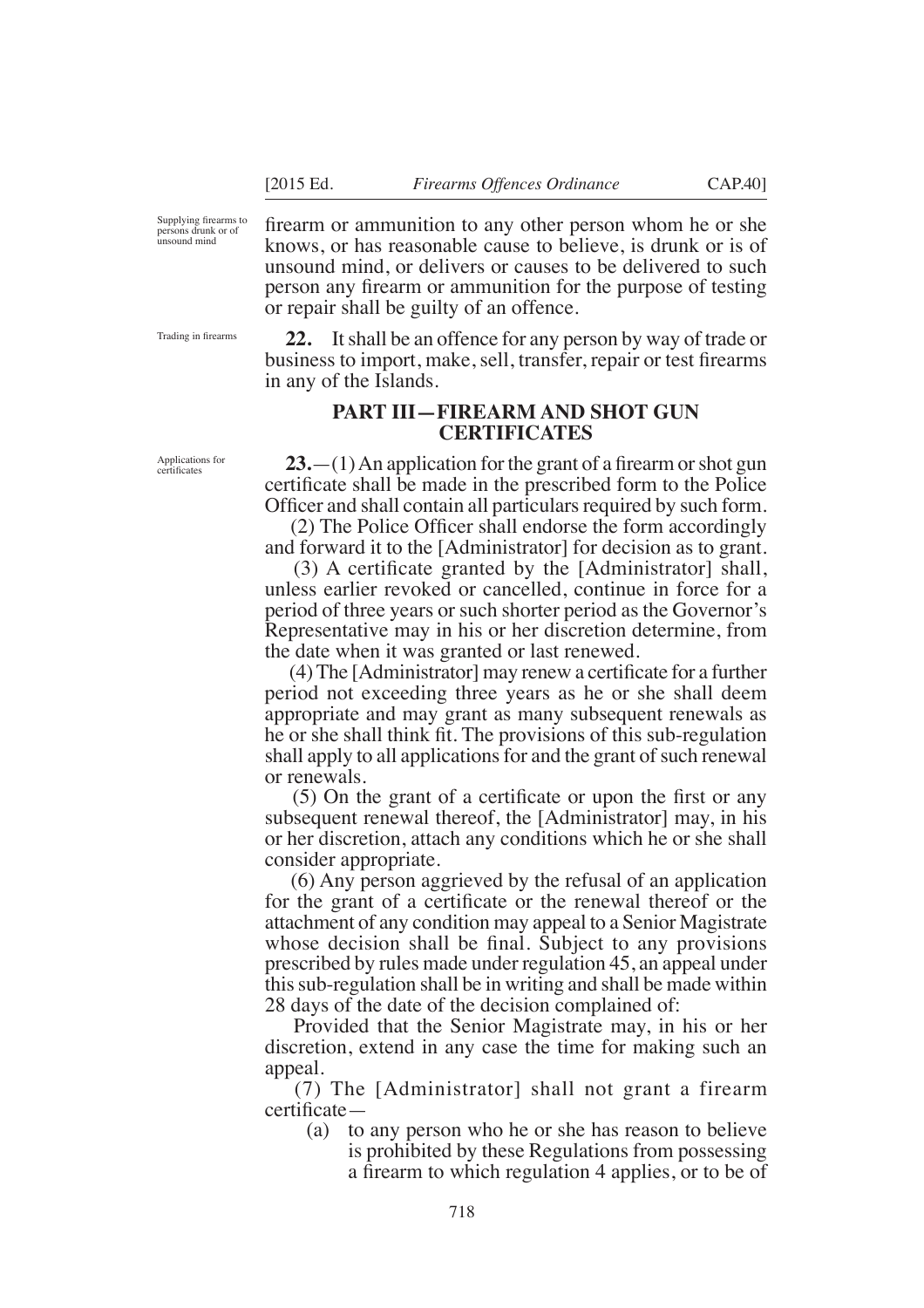Supplying firearms to persons drunk or of unsound mind

firearm or ammunition to any other person whom he or she knows, or has reasonable cause to believe, is drunk or is of unsound mind, or delivers or causes to be delivered to such person any firearm or ammunition for the purpose of testing or repair shall be guilty of an offence.

Trading in firearms

**22.** It shall be an offence for any person by way of trade or business to import, make, sell, transfer, repair or test firearms in any of the Islands.

## PART III—FIREARM AND SHOT GUN CERTIFICATES

Applications for certificates

**23.**—(1) An application for the grant of a firearm or shot gun certificate shall be made in the prescribed form to the Police Officer and shall contain all particulars required by such form.

(2) The Police Officer shall endorse the form accordingly and forward it to the [Administrator] for decision as to grant.

(3) A certificate granted by the [Administrator] shall, unless earlier revoked or cancelled, continue in force for a period of three years or such shorter period as the Governor's Representative may in his or her discretion determine, from the date when it was granted or last renewed.

(4) The [Administrator] may renew a certificate for a further period not exceeding three years as he or she shall deem appropriate and may grant as many subsequent renewals as he or she shall think fit. The provisions of this sub-regulation shall apply to all applications for and the grant of such renewal or renewals.

(5) On the grant of a certificate or upon the first or any subsequent renewal thereof, the [Administrator] may, in his or her discretion, attach any conditions which he or she shall consider appropriate.

(6) Any person aggrieved by the refusal of an application for the grant of a certificate or the renewal thereof or the attachment of any condition may appeal to a Senior Magistrate whose decision shall be final. Subject to any provisions prescribed by rules made under regulation 45, an appeal under this sub-regulation shall be in writing and shall be made within 28 days of the date of the decision complained of:

Provided that the Senior Magistrate may, in his or her discretion, extend in any case the time for making such an appeal.

(7) The [Administrator] shall not grant a firearm certificate—

(a) to any person who he or she has reason to believe is prohibited by these Regulations from possessing a firearm to which regulation 4 applies, or to be of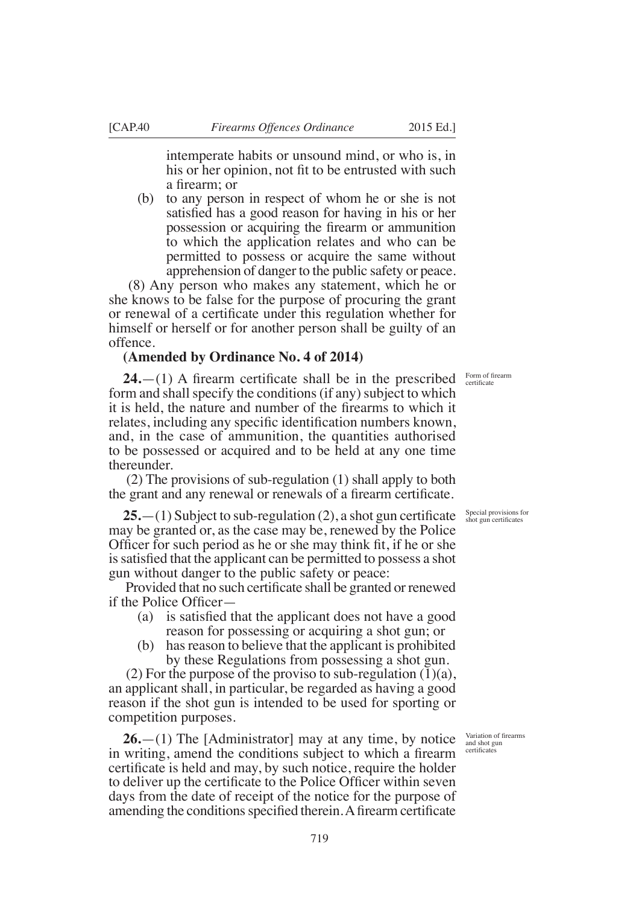intemperate habits or unsound mind, or who is, in his or her opinion, not fit to be entrusted with such a firearm; or

(b) to any person in respect of whom he or she is not satisfied has a good reason for having in his or her possession or acquiring the firearm or ammunition to which the application relates and who can be permitted to possess or acquire the same without apprehension of danger to the public safety or peace.

(8) Any person who makes any statement, which he or she knows to be false for the purpose of procuring the grant or renewal of a certificate under this regulation whether for himself or herself or for another person shall be guilty of an offence.

**(Amended by Ordinance No. 4 of 2014)**

*Form of firearm certificate*

**24.**—(1) A firearm certificate shall be in the prescribed form and shall specify the conditions (if any) subject to which it is held, the nature and number of the firearms to which it relates, including any specific identification numbers known, and, in the case of ammunition, the quantities authorised to be possessed or acquired and to be held at any one time thereunder.

(2) The provisions of sub-regulation (1) shall apply to both the grant and any renewal or renewals of a firearm certificate.

*Special provisions for shot gun certificates*

**25.**—(1) Subject to sub-regulation (2), a shot gun certificate may be granted or, as the case may be, renewed by the Police Officer for such period as he or she may think fit, if he or she is satisfied that the applicant can be permitted to possess a shot gun without danger to the public safety or peace:

Provided that no such certificate shall be granted or renewed if the Police Officer—

(a) is satisfied that the applicant does not have a good reason for possessing or acquiring a shot gun; or

(b) has reason to believe that the applicant is prohibited by these Regulations from possessing a shot gun.

(2) For the purpose of the proviso to sub-regulation (1)(a), an applicant shall, in particular, be regarded as having a good reason if the shot gun is intended to be used for sporting or competition purposes.

*Variation of firearms and shot gun certificates*

**26.**—(1) The [Administrator] may at any time, by notice in writing, amend the conditions subject to which a firearm certificate is held and may, by such notice, require the holder to deliver up the certificate to the Police Officer within seven days from the date of receipt of the notice for the purpose of amending the conditions specified therein. A firearm certificate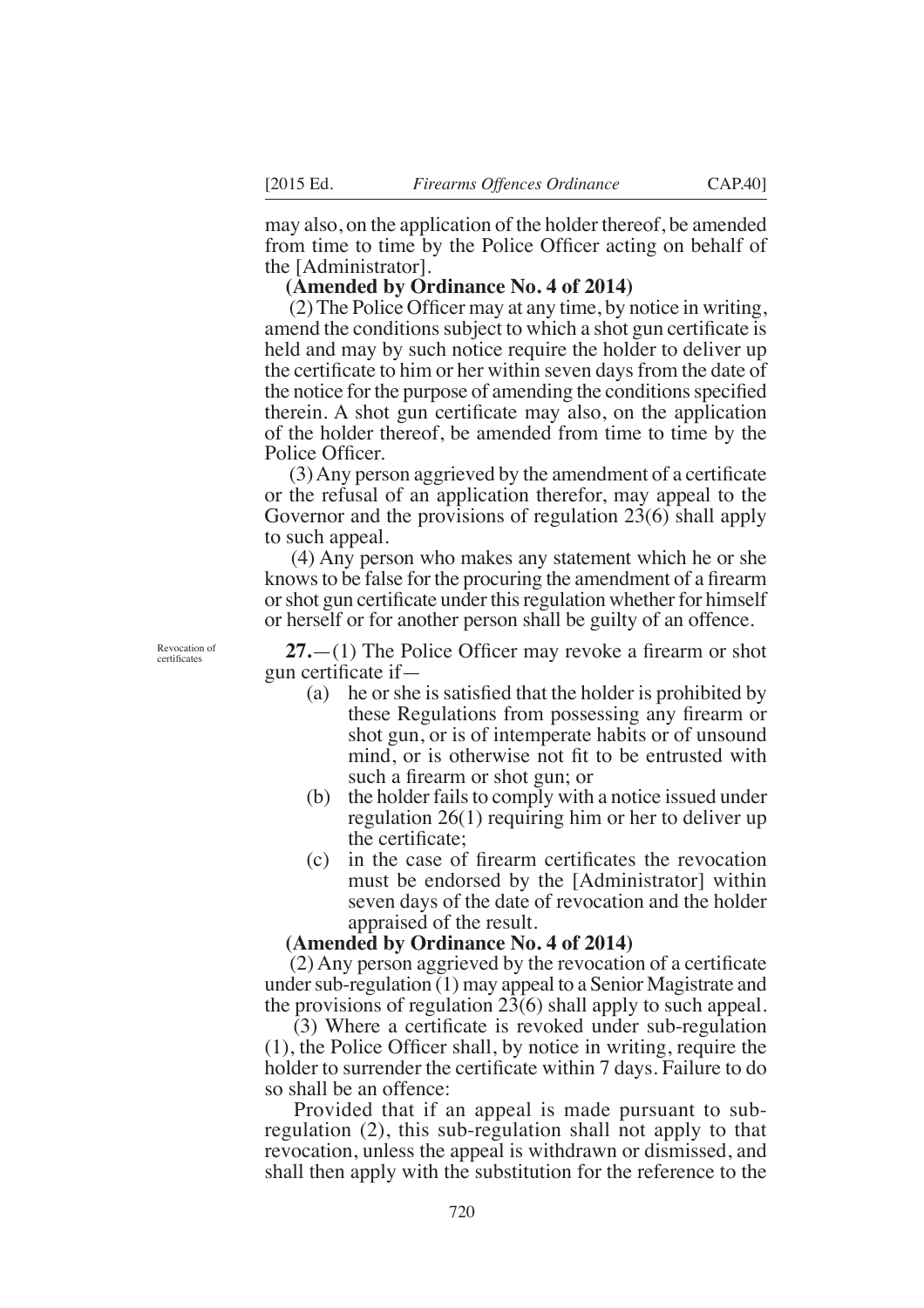may also, on the application of the holder thereof, be amended from time to time by the Police Officer acting on behalf of the [Administrator].

**(Amended by Ordinance No. 4 of 2014)**

(2) The Police Officer may at any time, by notice in writing, amend the conditions subject to which a shot gun certificate is held and may by such notice require the holder to deliver up the certificate to him or her within seven days from the date of the notice for the purpose of amending the conditions specified therein. A shot gun certificate may also, on the application of the holder thereof, be amended from time to time by the Police Officer.

(3) Any person aggrieved by the amendment of a certificate or the refusal of an application therefor, may appeal to the Governor and the provisions of regulation 23(6) shall apply to such appeal.

(4) Any person who makes any statement which he or she knows to be false for the procuring the amendment of a firearm or shot gun certificate under this regulation whether for himself or herself or for another person shall be guilty of an offence.

Revocation of certificates

**27.**—(1) The Police Officer may revoke a firearm or shot gun certificate if—

(a) he or she is satisfied that the holder is prohibited by these Regulations from possessing any firearm or shot gun, or is of intemperate habits or of unsound mind, or is otherwise not fit to be entrusted with such a firearm or shot gun; or

(b) the holder fails to comply with a notice issued under regulation 26(1) requiring him or her to deliver up the certificate;

(c) in the case of firearm certificates the revocation must be endorsed by the [Administrator] within seven days of the date of revocation and the holder appraised of the result.

**(Amended by Ordinance No. 4 of 2014)**

(2) Any person aggrieved by the revocation of a certificate under sub-regulation (1) may appeal to a Senior Magistrate and the provisions of regulation 23(6) shall apply to such appeal.

(3) Where a certificate is revoked under sub-regulation (1), the Police Officer shall, by notice in writing, require the holder to surrender the certificate within 7 days. Failure to do so shall be an offence:

Provided that if an appeal is made pursuant to sub-regulation (2), this sub-regulation shall not apply to that revocation, unless the appeal is withdrawn or dismissed, and shall then apply with the substitution for the reference to the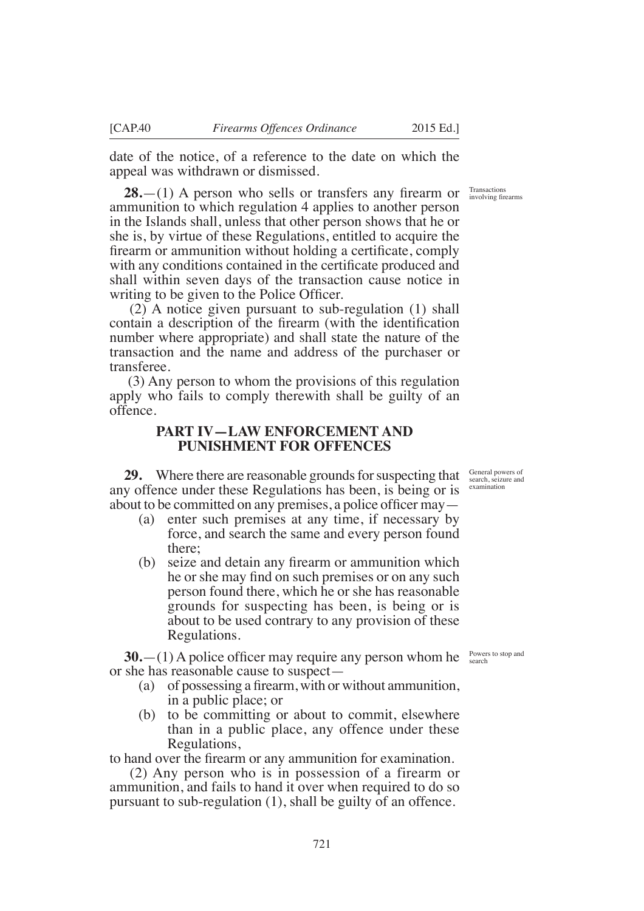date of the notice, of a reference to the date on which the appeal was withdrawn or dismissed.

Transactions involving firearms

**28.**—(1) A person who sells or transfers any firearm or ammunition to which regulation 4 applies to another person in the Islands shall, unless that other person shows that he or she is, by virtue of these Regulations, entitled to acquire the firearm or ammunition without holding a certificate, comply with any conditions contained in the certificate produced and shall within seven days of the transaction cause notice in writing to be given to the Police Officer.

(2) A notice given pursuant to sub-regulation (1) shall contain a description of the firearm (with the identification number where appropriate) and shall state the nature of the transaction and the name and address of the purchaser or transferee.

(3) Any person to whom the provisions of this regulation apply who fails to comply therewith shall be guilty of an offence.

## PART IV—LAW ENFORCEMENT AND PUNISHMENT FOR OFFENCES

General powers of search, seizure and examination

**29.** Where there are reasonable grounds for suspecting that any offence under these Regulations has been, is being or is about to be committed on any premises, a police officer may—

(a) enter such premises at any time, if necessary by force, and search the same and every person found there;

(b) seize and detain any firearm or ammunition which he or she may find on such premises or on any such person found there, which he or she has reasonable grounds for suspecting has been, is being or is about to be used contrary to any provision of these Regulations.

Powers to stop and search

**30.**—(1) A police officer may require any person whom he or she has reasonable cause to suspect—

(a) of possessing a firearm, with or without ammunition, in a public place; or

(b) to be committing or about to commit, elsewhere than in a public place, any offence under these Regulations,

to hand over the firearm or any ammunition for examination.

(2) Any person who is in possession of a firearm or ammunition, and fails to hand it over when required to do so pursuant to sub-regulation (1), shall be guilty of an offence.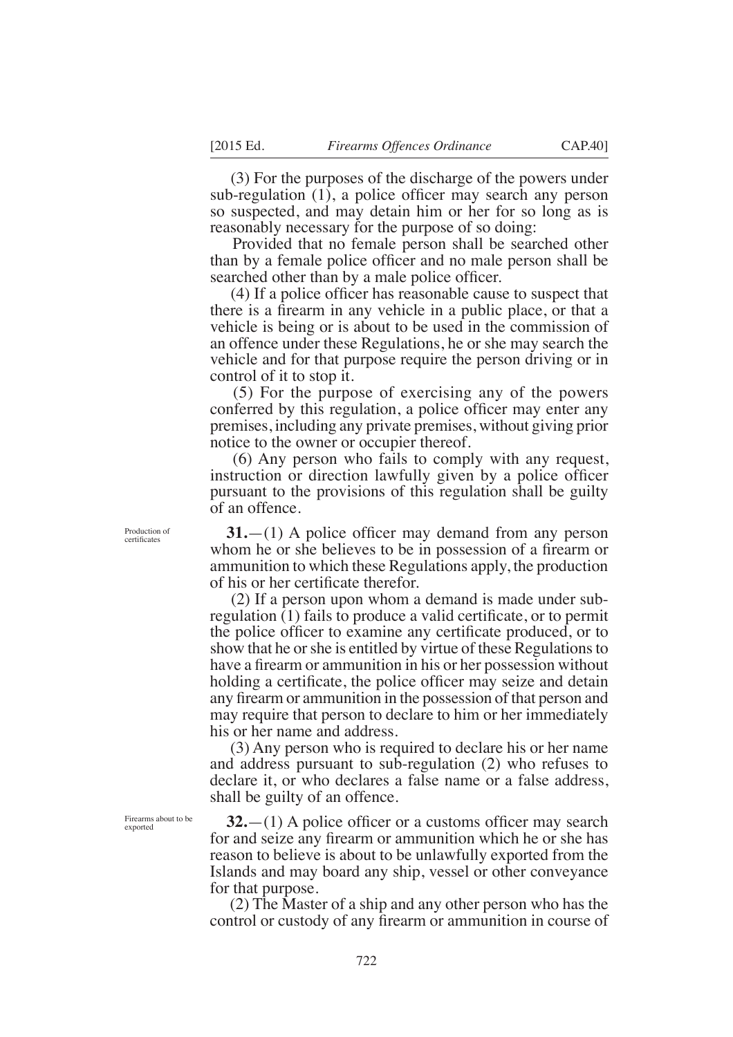(3) For the purposes of the discharge of the powers under sub-regulation (1), a police officer may search any person so suspected, and may detain him or her for so long as is reasonably necessary for the purpose of so doing:

Provided that no female person shall be searched other than by a female police officer and no male person shall be searched other than by a male police officer.

(4) If a police officer has reasonable cause to suspect that there is a firearm in any vehicle in a public place, or that a vehicle is being or is about to be used in the commission of an offence under these Regulations, he or she may search the vehicle and for that purpose require the person driving or in control of it to stop it.

(5) For the purpose of exercising any of the powers conferred by this regulation, a police officer may enter any premises, including any private premises, without giving prior notice to the owner or occupier thereof.

(6) Any person who fails to comply with any request, instruction or direction lawfully given by a police officer pursuant to the provisions of this regulation shall be guilty of an offence.

Production of certificates

**31.**—(1) A police officer may demand from any person whom he or she believes to be in possession of a firearm or ammunition to which these Regulations apply, the production of his or her certificate therefor.

(2) If a person upon whom a demand is made under sub-regulation (1) fails to produce a valid certificate, or to permit the police officer to examine any certificate produced, or to show that he or she is entitled by virtue of these Regulations to have a firearm or ammunition in his or her possession without holding a certificate, the police officer may seize and detain any firearm or ammunition in the possession of that person and may require that person to declare to him or her immediately his or her name and address.

(3) Any person who is required to declare his or her name and address pursuant to sub-regulation (2) who refuses to declare it, or who declares a false name or a false address, shall be guilty of an offence.

Firearms about to be exported

**32.**—(1) A police officer or a customs officer may search for and seize any firearm or ammunition which he or she has reason to believe is about to be unlawfully exported from the Islands and may board any ship, vessel or other conveyance for that purpose.

(2) The Master of a ship and any other person who has the control or custody of any firearm or ammunition in course of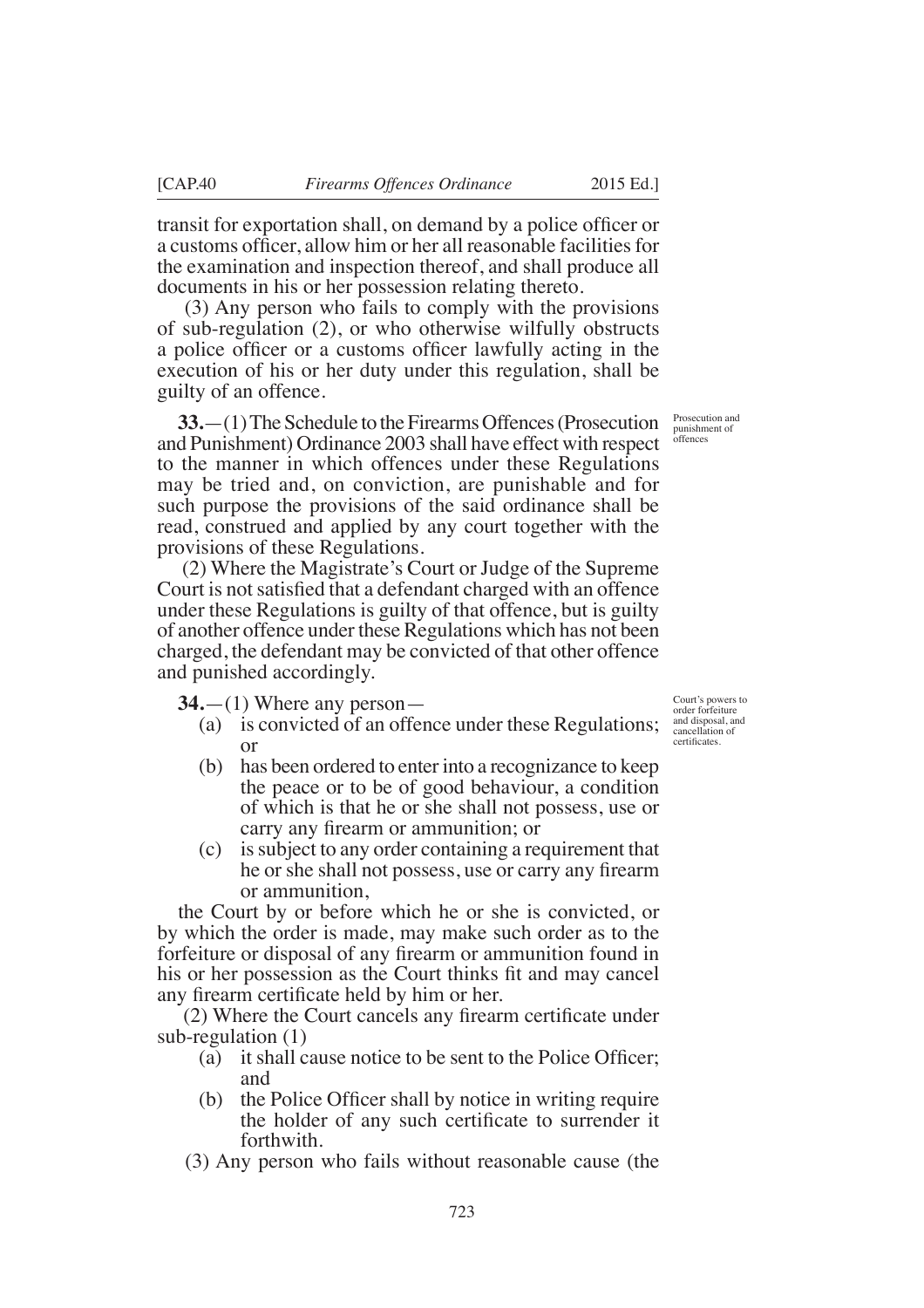transit for exportation shall, on demand by a police officer or a customs officer, allow him or her all reasonable facilities for the examination and inspection thereof, and shall produce all documents in his or her possession relating thereto.

(3) Any person who fails to comply with the provisions of sub-regulation (2), or who otherwise wilfully obstructs a police officer or a customs officer lawfully acting in the execution of his or her duty under this regulation, shall be guilty of an offence.

*Prosecution and punishment of offences*

**33.**—(1) The Schedule to the Firearms Offences (Prosecution and Punishment) Ordinance 2003 shall have effect with respect to the manner in which offences under these Regulations may be tried and, on conviction, are punishable and for such purpose the provisions of the said ordinance shall be read, construed and applied by any court together with the provisions of these Regulations.

(2) Where the Magistrate's Court or Judge of the Supreme Court is not satisfied that a defendant charged with an offence under these Regulations is guilty of that offence, but is guilty of another offence under these Regulations which has not been charged, the defendant may be convicted of that other offence and punished accordingly.

*Court's powers to order forfeiture and disposal, and cancellation of certificates.*

**34.**—(1) Where any person—

- (a) is convicted of an offence under these Regulations; or
- (b) has been ordered to enter into a recognizance to keep the peace or to be of good behaviour, a condition of which is that he or she shall not possess, use or carry any firearm or ammunition; or
- (c) is subject to any order containing a requirement that he or she shall not possess, use or carry any firearm or ammunition,

the Court by or before which he or she is convicted, or by which the order is made, may make such order as to the forfeiture or disposal of any firearm or ammunition found in his or her possession as the Court thinks fit and may cancel any firearm certificate held by him or her.

(2) Where the Court cancels any firearm certificate under sub-regulation (1)

- (a) it shall cause notice to be sent to the Police Officer; and
- (b) the Police Officer shall by notice in writing require the holder of any such certificate to surrender it forthwith.

(3) Any person who fails without reasonable cause (the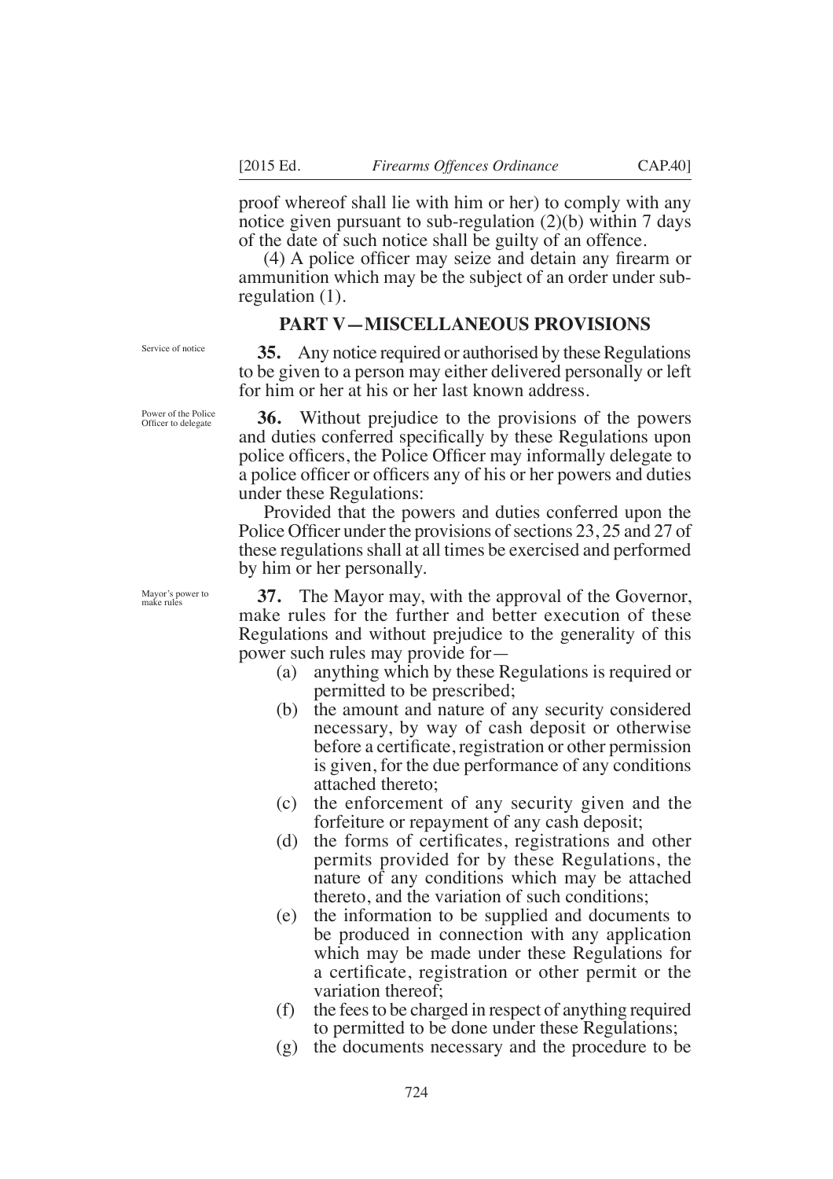proof whereof shall lie with him or her) to comply with any notice given pursuant to sub-regulation (2)(b) within 7 days of the date of such notice shall be guilty of an offence.

(4) A police officer may seize and detain any firearm or ammunition which may be the subject of an order under sub-regulation (1).

## PART V—MISCELLANEOUS PROVISIONS

*Service of notice*

**35.** Any notice required or authorised by these Regulations to be given to a person may either delivered personally or left for him or her at his or her last known address.

*Power of the Police Officer to delegate*

**36.** Without prejudice to the provisions of the powers and duties conferred specifically by these Regulations upon police officers, the Police Officer may informally delegate to a police officer or officers any of his or her powers and duties under these Regulations:

Provided that the powers and duties conferred upon the Police Officer under the provisions of sections 23, 25 and 27 of these regulations shall at all times be exercised and performed by him or her personally.

*Mayor's power to make rules*

**37.** The Mayor may, with the approval of the Governor, make rules for the further and better execution of these Regulations and without prejudice to the generality of this power such rules may provide for—

- (a) anything which by these Regulations is required or permitted to be prescribed;
- (b) the amount and nature of any security considered necessary, by way of cash deposit or otherwise before a certificate, registration or other permission is given, for the due performance of any conditions attached thereto;
- (c) the enforcement of any security given and the forfeiture or repayment of any cash deposit;
- (d) the forms of certificates, registrations and other permits provided for by these Regulations, the nature of any conditions which may be attached thereto, and the variation of such conditions;
- (e) the information to be supplied and documents to be produced in connection with any application which may be made under these Regulations for a certificate, registration or other permit or the variation thereof;
- (f) the fees to be charged in respect of anything required to permitted to be done under these Regulations;
- (g) the documents necessary and the procedure to be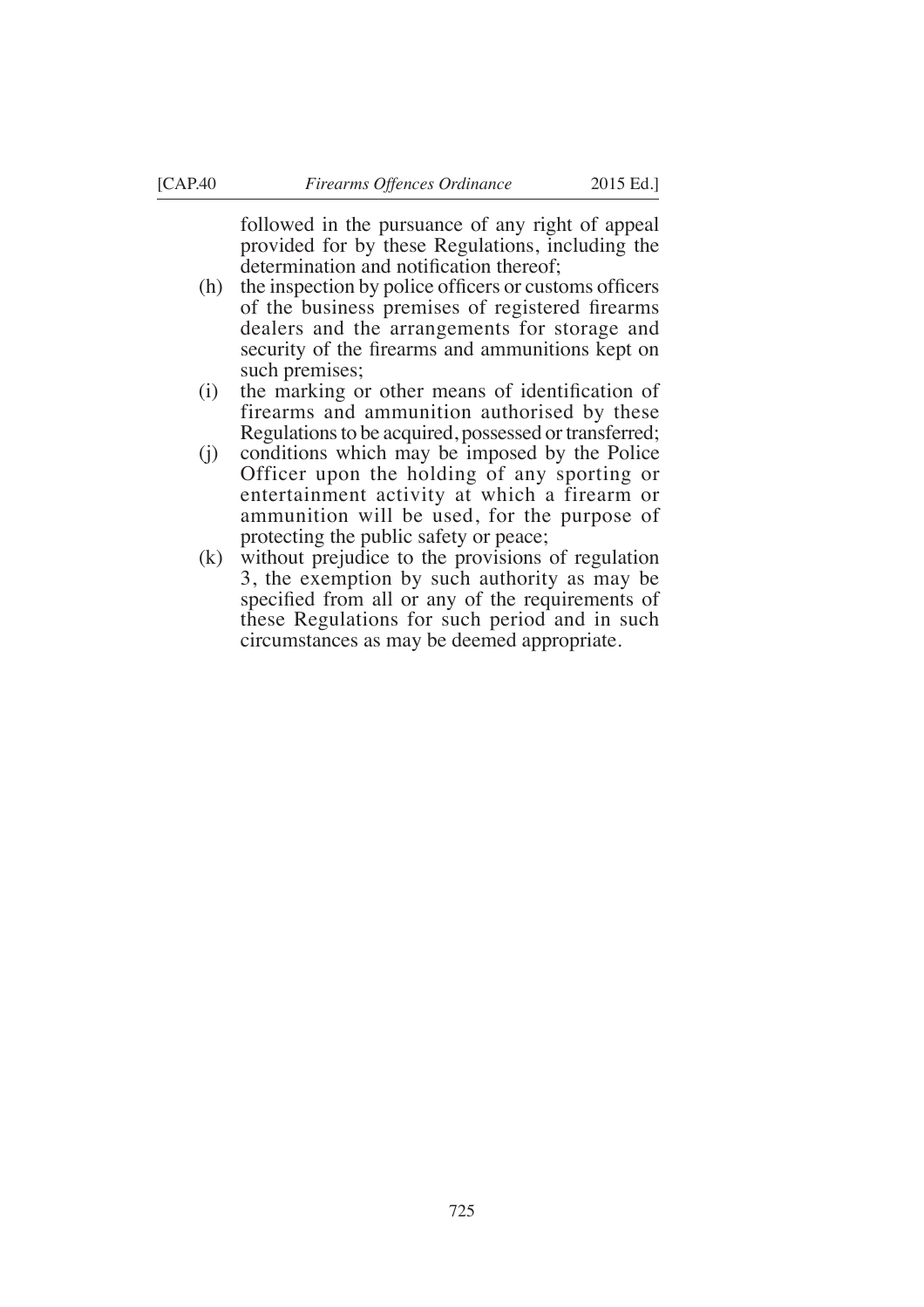followed in the pursuance of any right of appeal provided for by these Regulations, including the determination and notification thereof;

(h) the inspection by police officers or customs officers of the business premises of registered firearms dealers and the arrangements for storage and security of the firearms and ammunitions kept on such premises;

(i) the marking or other means of identification of firearms and ammunition authorised by these Regulations to be acquired, possessed or transferred;

(j) conditions which may be imposed by the Police Officer upon the holding of any sporting or entertainment activity at which a firearm or ammunition will be used, for the purpose of protecting the public safety or peace;

(k) without prejudice to the provisions of regulation 3, the exemption by such authority as may be specified from all or any of the requirements of these Regulations for such period and in such circumstances as may be deemed appropriate.